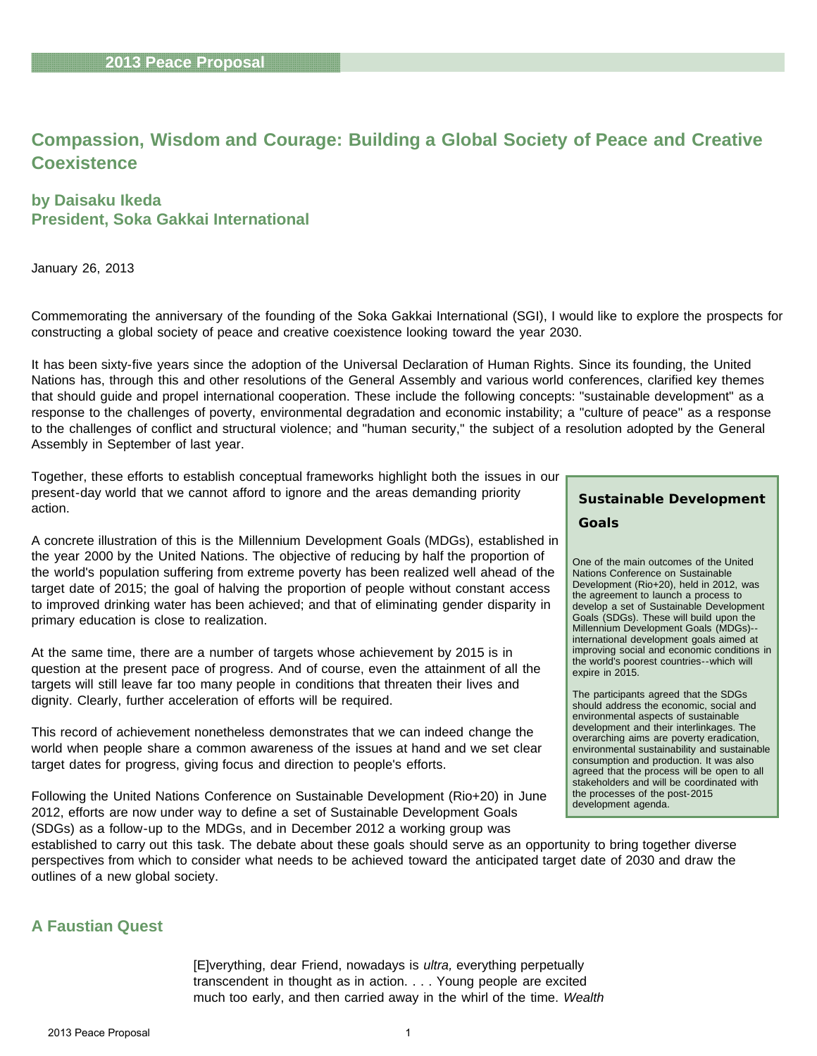# Compassion, Wisdom and Courage: Building a Global Society of Peace and Creative Coexistence

## by Daisaku Ikeda
## President, Soka Gakkai International

January 26, 2013

Commemorating the anniversary of the founding of the Soka Gakkai International (SGI), I would like to explore the prospects for constructing a global society of peace and creative coexistence looking toward the year 2030.

It has been sixty-five years since the adoption of the Universal Declaration of Human Rights. Since its founding, the United Nations has, through this and other resolutions of the General Assembly and various world conferences, clarified key themes that should guide and propel international cooperation. These include the following concepts: "sustainable development" as a response to the challenges of poverty, environmental degradation and economic instability; a "culture of peace" as a response to the challenges of conflict and structural violence; and "human security," the subject of a resolution adopted by the General Assembly in September of last year.

Together, these efforts to establish conceptual frameworks highlight both the issues in our present-day world that we cannot afford to ignore and the areas demanding priority action.

A concrete illustration of this is the Millennium Development Goals (MDGs), established in the year 2000 by the United Nations. The objective of reducing by half the proportion of the world's population suffering from extreme poverty has been realized well ahead of the target date of 2015; the goal of halving the proportion of people without constant access to improved drinking water has been achieved; and that of eliminating gender disparity in primary education is close to realization.

At the same time, there are a number of targets whose achievement by 2015 is in question at the present pace of progress. And of course, even the attainment of all the targets will still leave far too many people in conditions that threaten their lives and dignity. Clearly, further acceleration of efforts will be required.

This record of achievement nonetheless demonstrates that we can indeed change the world when people share a common awareness of the issues at hand and we set clear target dates for progress, giving focus and direction to people's efforts.

Following the United Nations Conference on Sustainable Development (Rio+20) in June 2012, efforts are now under way to define a set of Sustainable Development Goals (SDGs) as a follow-up to the MDGs, and in December 2012 a working group was established to carry out this task. The debate about these goals should serve as an opportunity to bring together diverse perspectives from which to consider what needs to be achieved toward the anticipated target date of 2030 and draw the outlines of a new global society.

> **Sustainable Development Goals**
>
> One of the main outcomes of the United Nations Conference on Sustainable Development (Rio+20), held in 2012, was the agreement to launch a process to develop a set of Sustainable Development Goals (SDGs). These will build upon the Millennium Development Goals (MDGs)--international development goals aimed at improving social and economic conditions in the world's poorest countries--which will expire in 2015.
>
> The participants agreed that the SDGs should address the economic, social and environmental aspects of sustainable development and their interlinkages. The overarching aims are poverty eradication, environmental sustainability and sustainable consumption and production. It was also agreed that the process will be open to all stakeholders and will be coordinated with the processes of the post-2015 development agenda.

## A Faustian Quest

> [E]verything, dear Friend, nowadays is *ultra,* everything perpetually transcendent in thought as in action. . . . Young people are excited much too early, and then carried away in the whirl of the time. *Wealth*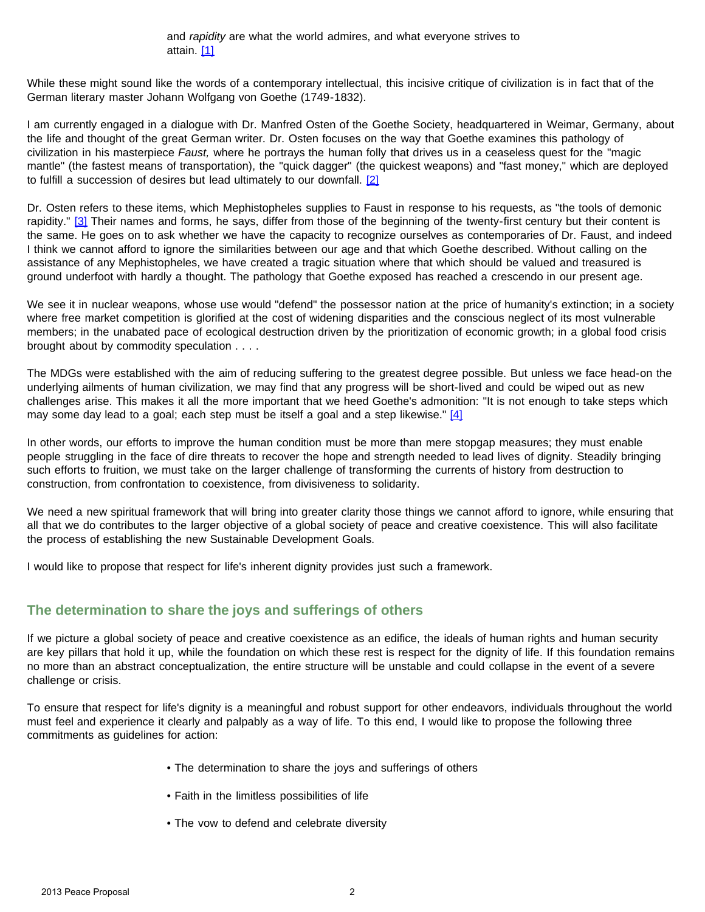and *rapidity* are what the world admires, and what everyone strives to attain. [1]

While these might sound like the words of a contemporary intellectual, this incisive critique of civilization is in fact that of the German literary master Johann Wolfgang von Goethe (1749-1832).

I am currently engaged in a dialogue with Dr. Manfred Osten of the Goethe Society, headquartered in Weimar, Germany, about the life and thought of the great German writer. Dr. Osten focuses on the way that Goethe examines this pathology of civilization in his masterpiece *Faust,* where he portrays the human folly that drives us in a ceaseless quest for the "magic mantle" (the fastest means of transportation), the "quick dagger" (the quickest weapons) and "fast money," which are deployed to fulfill a succession of desires but lead ultimately to our downfall. [2]

Dr. Osten refers to these items, which Mephistopheles supplies to Faust in response to his requests, as "the tools of demonic rapidity." [3] Their names and forms, he says, differ from those of the beginning of the twenty-first century but their content is the same. He goes on to ask whether we have the capacity to recognize ourselves as contemporaries of Dr. Faust, and indeed I think we cannot afford to ignore the similarities between our age and that which Goethe described. Without calling on the assistance of any Mephistopheles, we have created a tragic situation where that which should be valued and treasured is ground underfoot with hardly a thought. The pathology that Goethe exposed has reached a crescendo in our present age.

We see it in nuclear weapons, whose use would "defend" the possessor nation at the price of humanity's extinction; in a society where free market competition is glorified at the cost of widening disparities and the conscious neglect of its most vulnerable members; in the unabated pace of ecological destruction driven by the prioritization of economic growth; in a global food crisis brought about by commodity speculation . . . .

The MDGs were established with the aim of reducing suffering to the greatest degree possible. But unless we face head-on the underlying ailments of human civilization, we may find that any progress will be short-lived and could be wiped out as new challenges arise. This makes it all the more important that we heed Goethe's admonition: "It is not enough to take steps which may some day lead to a goal; each step must be itself a goal and a step likewise." [4]

In other words, our efforts to improve the human condition must be more than mere stopgap measures; they must enable people struggling in the face of dire threats to recover the hope and strength needed to lead lives of dignity. Steadily bringing such efforts to fruition, we must take on the larger challenge of transforming the currents of history from destruction to construction, from confrontation to coexistence, from divisiveness to solidarity.

We need a new spiritual framework that will bring into greater clarity those things we cannot afford to ignore, while ensuring that all that we do contributes to the larger objective of a global society of peace and creative coexistence. This will also facilitate the process of establishing the new Sustainable Development Goals.

I would like to propose that respect for life's inherent dignity provides just such a framework.

## The determination to share the joys and sufferings of others

If we picture a global society of peace and creative coexistence as an edifice, the ideals of human rights and human security are key pillars that hold it up, while the foundation on which these rest is respect for the dignity of life. If this foundation remains no more than an abstract conceptualization, the entire structure will be unstable and could collapse in the event of a severe challenge or crisis.

To ensure that respect for life's dignity is a meaningful and robust support for other endeavors, individuals throughout the world must feel and experience it clearly and palpably as a way of life. To this end, I would like to propose the following three commitments as guidelines for action:

- The determination to share the joys and sufferings of others
- Faith in the limitless possibilities of life
- The vow to defend and celebrate diversity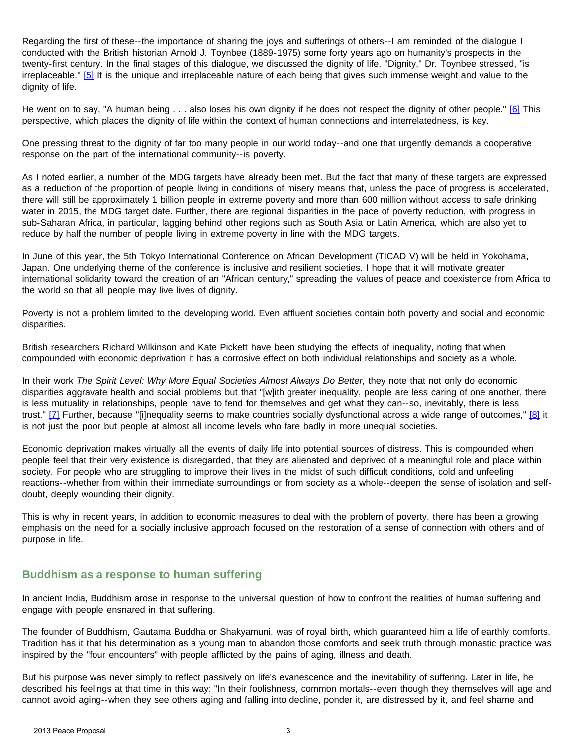Regarding the first of these--the importance of sharing the joys and sufferings of others--I am reminded of the dialogue I conducted with the British historian Arnold J. Toynbee (1889-1975) some forty years ago on humanity's prospects in the twenty-first century. In the final stages of this dialogue, we discussed the dignity of life. "Dignity," Dr. Toynbee stressed, "is irreplaceable." [5] It is the unique and irreplaceable nature of each being that gives such immense weight and value to the dignity of life.

He went on to say, "A human being . . . also loses his own dignity if he does not respect the dignity of other people." [6] This perspective, which places the dignity of life within the context of human connections and interrelatedness, is key.

One pressing threat to the dignity of far too many people in our world today--and one that urgently demands a cooperative response on the part of the international community--is poverty.

As I noted earlier, a number of the MDG targets have already been met. But the fact that many of these targets are expressed as a reduction of the proportion of people living in conditions of misery means that, unless the pace of progress is accelerated, there will still be approximately 1 billion people in extreme poverty and more than 600 million without access to safe drinking water in 2015, the MDG target date. Further, there are regional disparities in the pace of poverty reduction, with progress in sub-Saharan Africa, in particular, lagging behind other regions such as South Asia or Latin America, which are also yet to reduce by half the number of people living in extreme poverty in line with the MDG targets.

In June of this year, the 5th Tokyo International Conference on African Development (TICAD V) will be held in Yokohama, Japan. One underlying theme of the conference is inclusive and resilient societies. I hope that it will motivate greater international solidarity toward the creation of an "African century," spreading the values of peace and coexistence from Africa to the world so that all people may live lives of dignity.

Poverty is not a problem limited to the developing world. Even affluent societies contain both poverty and social and economic disparities.

British researchers Richard Wilkinson and Kate Pickett have been studying the effects of inequality, noting that when compounded with economic deprivation it has a corrosive effect on both individual relationships and society as a whole.

In their work *The Spirit Level: Why More Equal Societies Almost Always Do Better,* they note that not only do economic disparities aggravate health and social problems but that "[w]ith greater inequality, people are less caring of one another, there is less mutuality in relationships, people have to fend for themselves and get what they can--so, inevitably, there is less trust." [7] Further, because "[i]nequality seems to make countries socially dysfunctional across a wide range of outcomes," [8] it is not just the poor but people at almost all income levels who fare badly in more unequal societies.

Economic deprivation makes virtually all the events of daily life into potential sources of distress. This is compounded when people feel that their very existence is disregarded, that they are alienated and deprived of a meaningful role and place within society. For people who are struggling to improve their lives in the midst of such difficult conditions, cold and unfeeling reactions--whether from within their immediate surroundings or from society as a whole--deepen the sense of isolation and self-doubt, deeply wounding their dignity.

This is why in recent years, in addition to economic measures to deal with the problem of poverty, there has been a growing emphasis on the need for a socially inclusive approach focused on the restoration of a sense of connection with others and of purpose in life.

## Buddhism as a response to human suffering

In ancient India, Buddhism arose in response to the universal question of how to confront the realities of human suffering and engage with people ensnared in that suffering.

The founder of Buddhism, Gautama Buddha or Shakyamuni, was of royal birth, which guaranteed him a life of earthly comforts. Tradition has it that his determination as a young man to abandon those comforts and seek truth through monastic practice was inspired by the "four encounters" with people afflicted by the pains of aging, illness and death.

But his purpose was never simply to reflect passively on life's evanescence and the inevitability of suffering. Later in life, he described his feelings at that time in this way: "In their foolishness, common mortals--even though they themselves will age and cannot avoid aging--when they see others aging and falling into decline, ponder it, are distressed by it, and feel shame and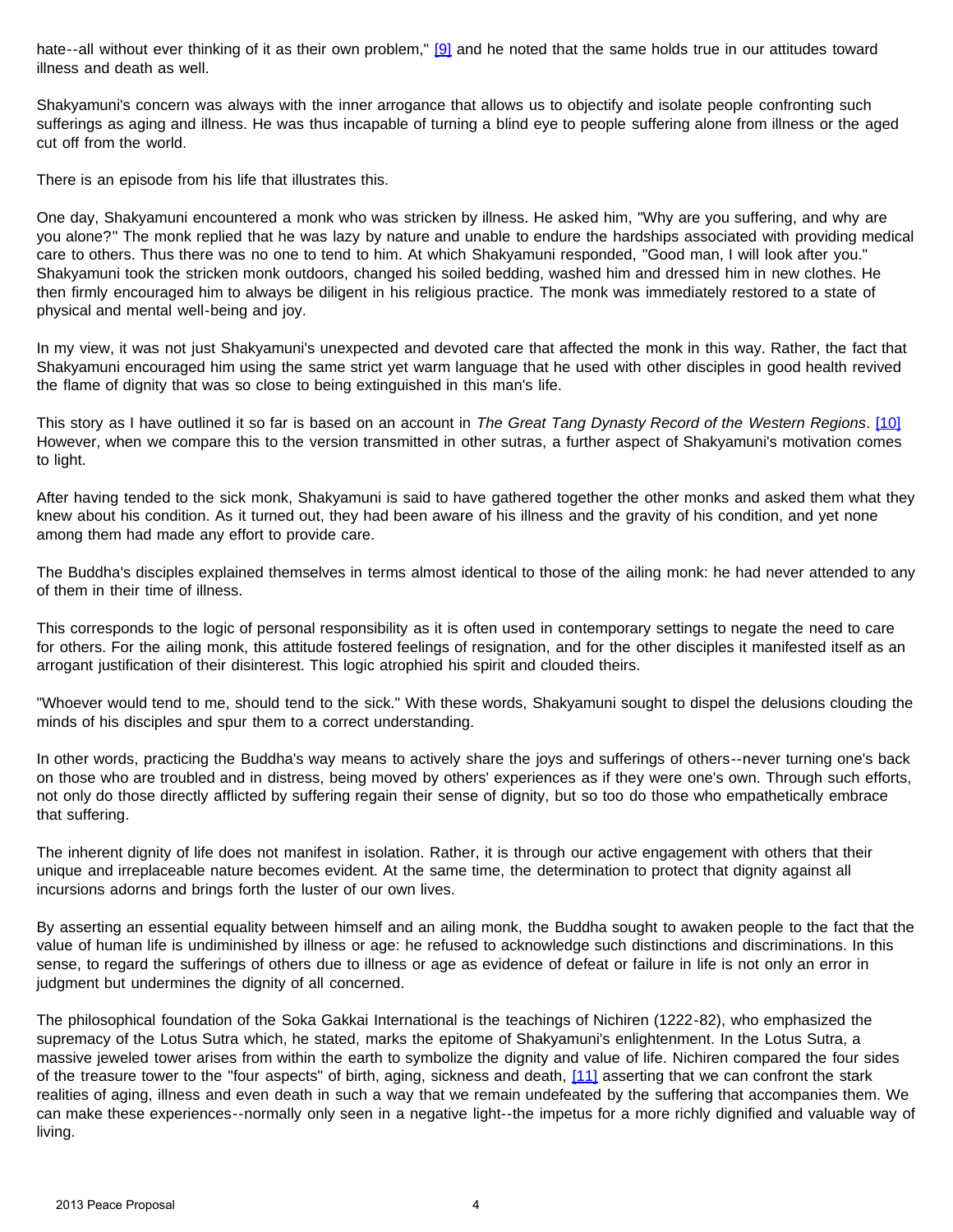hate--all without ever thinking of it as their own problem," [9] and he noted that the same holds true in our attitudes toward illness and death as well.

Shakyamuni's concern was always with the inner arrogance that allows us to objectify and isolate people confronting such sufferings as aging and illness. He was thus incapable of turning a blind eye to people suffering alone from illness or the aged cut off from the world.

There is an episode from his life that illustrates this.

One day, Shakyamuni encountered a monk who was stricken by illness. He asked him, "Why are you suffering, and why are you alone?" The monk replied that he was lazy by nature and unable to endure the hardships associated with providing medical care to others. Thus there was no one to tend to him. At which Shakyamuni responded, "Good man, I will look after you." Shakyamuni took the stricken monk outdoors, changed his soiled bedding, washed him and dressed him in new clothes. He then firmly encouraged him to always be diligent in his religious practice. The monk was immediately restored to a state of physical and mental well-being and joy.

In my view, it was not just Shakyamuni's unexpected and devoted care that affected the monk in this way. Rather, the fact that Shakyamuni encouraged him using the same strict yet warm language that he used with other disciples in good health revived the flame of dignity that was so close to being extinguished in this man's life.

This story as I have outlined it so far is based on an account in *The Great Tang Dynasty Record of the Western Regions*. [10] However, when we compare this to the version transmitted in other sutras, a further aspect of Shakyamuni's motivation comes to light.

After having tended to the sick monk, Shakyamuni is said to have gathered together the other monks and asked them what they knew about his condition. As it turned out, they had been aware of his illness and the gravity of his condition, and yet none among them had made any effort to provide care.

The Buddha's disciples explained themselves in terms almost identical to those of the ailing monk: he had never attended to any of them in their time of illness.

This corresponds to the logic of personal responsibility as it is often used in contemporary settings to negate the need to care for others. For the ailing monk, this attitude fostered feelings of resignation, and for the other disciples it manifested itself as an arrogant justification of their disinterest. This logic atrophied his spirit and clouded theirs.

"Whoever would tend to me, should tend to the sick." With these words, Shakyamuni sought to dispel the delusions clouding the minds of his disciples and spur them to a correct understanding.

In other words, practicing the Buddha's way means to actively share the joys and sufferings of others--never turning one's back on those who are troubled and in distress, being moved by others' experiences as if they were one's own. Through such efforts, not only do those directly afflicted by suffering regain their sense of dignity, but so too do those who empathetically embrace that suffering.

The inherent dignity of life does not manifest in isolation. Rather, it is through our active engagement with others that their unique and irreplaceable nature becomes evident. At the same time, the determination to protect that dignity against all incursions adorns and brings forth the luster of our own lives.

By asserting an essential equality between himself and an ailing monk, the Buddha sought to awaken people to the fact that the value of human life is undiminished by illness or age: he refused to acknowledge such distinctions and discriminations. In this sense, to regard the sufferings of others due to illness or age as evidence of defeat or failure in life is not only an error in judgment but undermines the dignity of all concerned.

The philosophical foundation of the Soka Gakkai International is the teachings of Nichiren (1222-82), who emphasized the supremacy of the Lotus Sutra which, he stated, marks the epitome of Shakyamuni's enlightenment. In the Lotus Sutra, a massive jeweled tower arises from within the earth to symbolize the dignity and value of life. Nichiren compared the four sides of the treasure tower to the "four aspects" of birth, aging, sickness and death, [11] asserting that we can confront the stark realities of aging, illness and even death in such a way that we remain undefeated by the suffering that accompanies them. We can make these experiences--normally only seen in a negative light--the impetus for a more richly dignified and valuable way of living.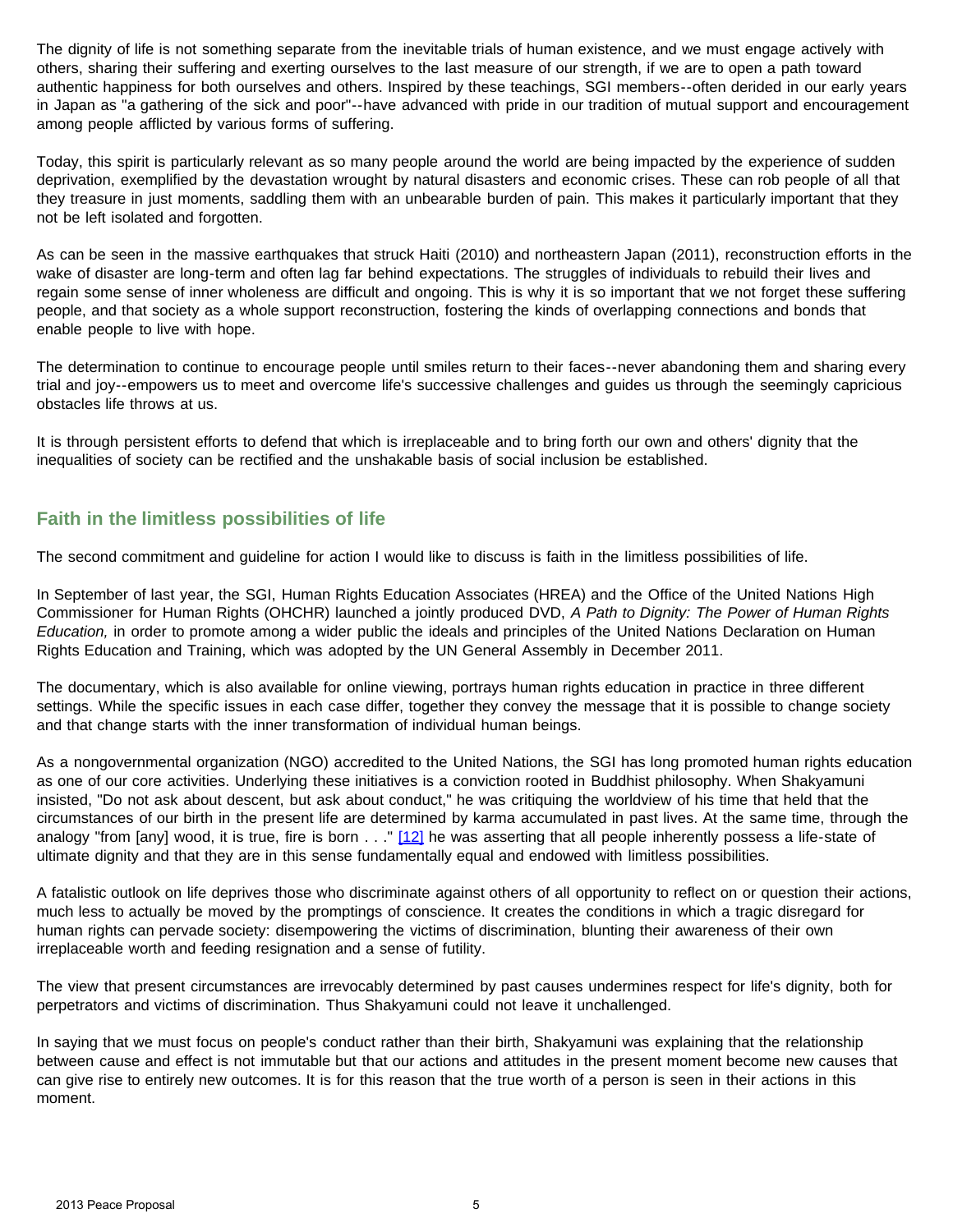The dignity of life is not something separate from the inevitable trials of human existence, and we must engage actively with others, sharing their suffering and exerting ourselves to the last measure of our strength, if we are to open a path toward authentic happiness for both ourselves and others. Inspired by these teachings, SGI members--often derided in our early years in Japan as "a gathering of the sick and poor"--have advanced with pride in our tradition of mutual support and encouragement among people afflicted by various forms of suffering.

Today, this spirit is particularly relevant as so many people around the world are being impacted by the experience of sudden deprivation, exemplified by the devastation wrought by natural disasters and economic crises. These can rob people of all that they treasure in just moments, saddling them with an unbearable burden of pain. This makes it particularly important that they not be left isolated and forgotten.

As can be seen in the massive earthquakes that struck Haiti (2010) and northeastern Japan (2011), reconstruction efforts in the wake of disaster are long-term and often lag far behind expectations. The struggles of individuals to rebuild their lives and regain some sense of inner wholeness are difficult and ongoing. This is why it is so important that we not forget these suffering people, and that society as a whole support reconstruction, fostering the kinds of overlapping connections and bonds that enable people to live with hope.

The determination to continue to encourage people until smiles return to their faces--never abandoning them and sharing every trial and joy--empowers us to meet and overcome life's successive challenges and guides us through the seemingly capricious obstacles life throws at us.

It is through persistent efforts to defend that which is irreplaceable and to bring forth our own and others' dignity that the inequalities of society can be rectified and the unshakable basis of social inclusion be established.

## Faith in the limitless possibilities of life

The second commitment and guideline for action I would like to discuss is faith in the limitless possibilities of life.

In September of last year, the SGI, Human Rights Education Associates (HREA) and the Office of the United Nations High Commissioner for Human Rights (OHCHR) launched a jointly produced DVD, *A Path to Dignity: The Power of Human Rights Education,* in order to promote among a wider public the ideals and principles of the United Nations Declaration on Human Rights Education and Training, which was adopted by the UN General Assembly in December 2011.

The documentary, which is also available for online viewing, portrays human rights education in practice in three different settings. While the specific issues in each case differ, together they convey the message that it is possible to change society and that change starts with the inner transformation of individual human beings.

As a nongovernmental organization (NGO) accredited to the United Nations, the SGI has long promoted human rights education as one of our core activities. Underlying these initiatives is a conviction rooted in Buddhist philosophy. When Shakyamuni insisted, "Do not ask about descent, but ask about conduct," he was critiquing the worldview of his time that held that the circumstances of our birth in the present life are determined by karma accumulated in past lives. At the same time, through the analogy "from [any] wood, it is true, fire is born . . ." [12] he was asserting that all people inherently possess a life-state of ultimate dignity and that they are in this sense fundamentally equal and endowed with limitless possibilities.

A fatalistic outlook on life deprives those who discriminate against others of all opportunity to reflect on or question their actions, much less to actually be moved by the promptings of conscience. It creates the conditions in which a tragic disregard for human rights can pervade society: disempowering the victims of discrimination, blunting their awareness of their own irreplaceable worth and feeding resignation and a sense of futility.

The view that present circumstances are irrevocably determined by past causes undermines respect for life's dignity, both for perpetrators and victims of discrimination. Thus Shakyamuni could not leave it unchallenged.

In saying that we must focus on people's conduct rather than their birth, Shakyamuni was explaining that the relationship between cause and effect is not immutable but that our actions and attitudes in the present moment become new causes that can give rise to entirely new outcomes. It is for this reason that the true worth of a person is seen in their actions in this moment.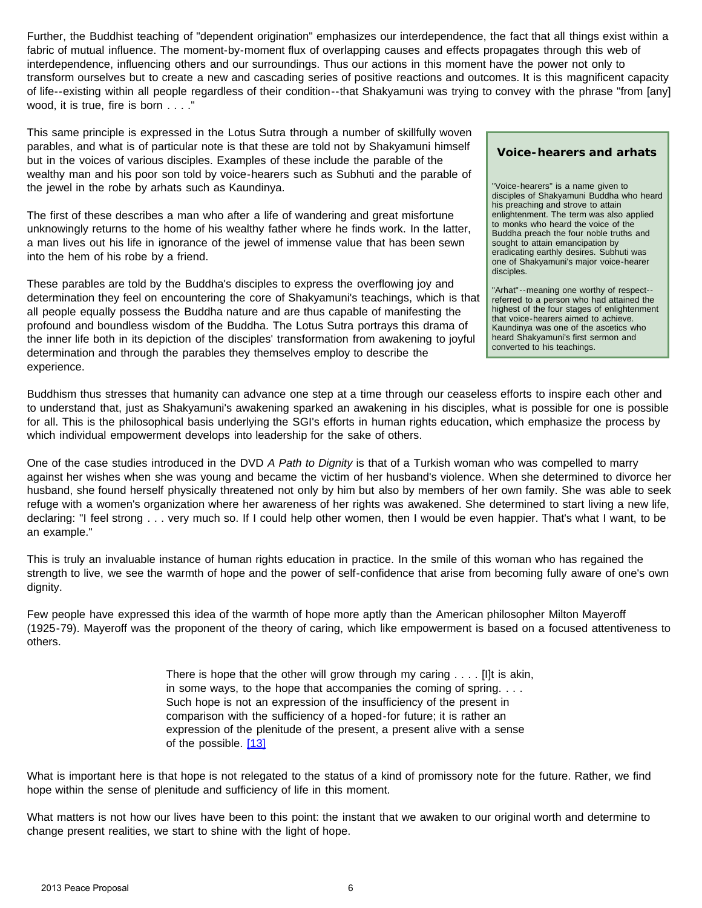Further, the Buddhist teaching of "dependent origination" emphasizes our interdependence, the fact that all things exist within a fabric of mutual influence. The moment-by-moment flux of overlapping causes and effects propagates through this web of interdependence, influencing others and our surroundings. Thus our actions in this moment have the power not only to transform ourselves but to create a new and cascading series of positive reactions and outcomes. It is this magnificent capacity of life--existing within all people regardless of their condition--that Shakyamuni was trying to convey with the phrase "from [any] wood, it is true, fire is born . . . ."

This same principle is expressed in the Lotus Sutra through a number of skillfully woven parables, and what is of particular note is that these are told not by Shakyamuni himself but in the voices of various disciples. Examples of these include the parable of the wealthy man and his poor son told by voice-hearers such as Subhuti and the parable of the jewel in the robe by arhats such as Kaundinya.

The first of these describes a man who after a life of wandering and great misfortune unknowingly returns to the home of his wealthy father where he finds work. In the latter, a man lives out his life in ignorance of the jewel of immense value that has been sewn into the hem of his robe by a friend.

These parables are told by the Buddha's disciples to express the overflowing joy and determination they feel on encountering the core of Shakyamuni's teachings, which is that all people equally possess the Buddha nature and are thus capable of manifesting the profound and boundless wisdom of the Buddha. The Lotus Sutra portrays this drama of the inner life both in its depiction of the disciples' transformation from awakening to joyful determination and through the parables they themselves employ to describe the experience.

### Voice-hearers and arhats

"Voice-hearers" is a name given to disciples of Shakyamuni Buddha who heard his preaching and strove to attain enlightenment. The term was also applied to monks who heard the voice of the Buddha preach the four noble truths and sought to attain emancipation by eradicating earthly desires. Subhuti was one of Shakyamuni's major voice-hearer disciples.

"Arhat"--meaning one worthy of respect--referred to a person who had attained the highest of the four stages of enlightenment that voice-hearers aimed to achieve. Kaundinya was one of the ascetics who heard Shakyamuni's first sermon and converted to his teachings.

Buddhism thus stresses that humanity can advance one step at a time through our ceaseless efforts to inspire each other and to understand that, just as Shakyamuni's awakening sparked an awakening in his disciples, what is possible for one is possible for all. This is the philosophical basis underlying the SGI's efforts in human rights education, which emphasize the process by which individual empowerment develops into leadership for the sake of others.

One of the case studies introduced in the DVD *A Path to Dignity* is that of a Turkish woman who was compelled to marry against her wishes when she was young and became the victim of her husband's violence. When she determined to divorce her husband, she found herself physically threatened not only by him but also by members of her own family. She was able to seek refuge with a women's organization where her awareness of her rights was awakened. She determined to start living a new life, declaring: "I feel strong . . . very much so. If I could help other women, then I would be even happier. That's what I want, to be an example."

This is truly an invaluable instance of human rights education in practice. In the smile of this woman who has regained the strength to live, we see the warmth of hope and the power of self-confidence that arise from becoming fully aware of one's own dignity.

Few people have expressed this idea of the warmth of hope more aptly than the American philosopher Milton Mayeroff (1925-79). Mayeroff was the proponent of the theory of caring, which like empowerment is based on a focused attentiveness to others.

> There is hope that the other will grow through my caring . . . . [I]t is akin, in some ways, to the hope that accompanies the coming of spring. . . . Such hope is not an expression of the insufficiency of the present in comparison with the sufficiency of a hoped-for future; it is rather an expression of the plenitude of the present, a present alive with a sense of the possible. [13]

What is important here is that hope is not relegated to the status of a kind of promissory note for the future. Rather, we find hope within the sense of plenitude and sufficiency of life in this moment.

What matters is not how our lives have been to this point: the instant that we awaken to our original worth and determine to change present realities, we start to shine with the light of hope.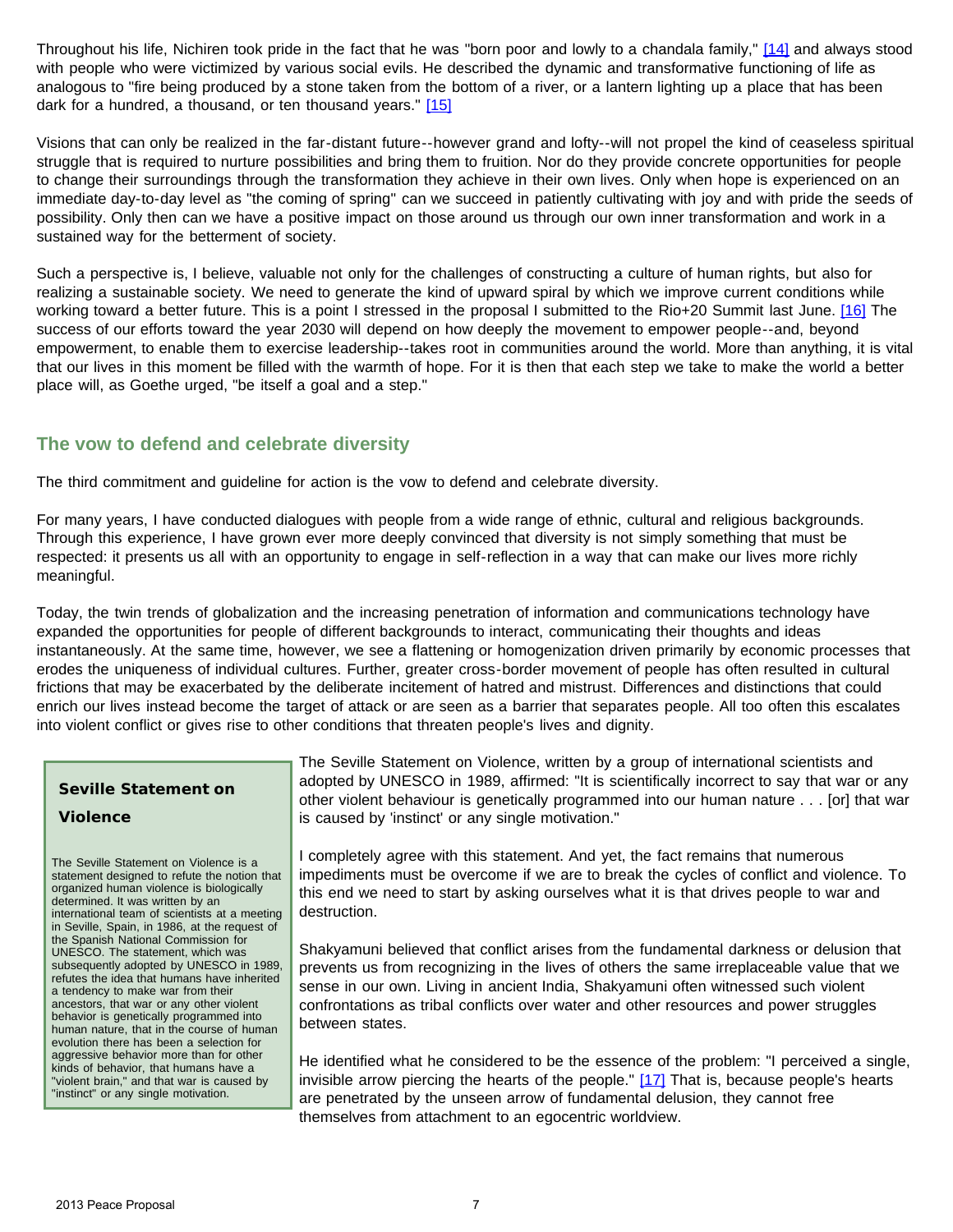Throughout his life, Nichiren took pride in the fact that he was "born poor and lowly to a chandala family," [14] and always stood with people who were victimized by various social evils. He described the dynamic and transformative functioning of life as analogous to "fire being produced by a stone taken from the bottom of a river, or a lantern lighting up a place that has been dark for a hundred, a thousand, or ten thousand years." [15]

Visions that can only be realized in the far-distant future--however grand and lofty--will not propel the kind of ceaseless spiritual struggle that is required to nurture possibilities and bring them to fruition. Nor do they provide concrete opportunities for people to change their surroundings through the transformation they achieve in their own lives. Only when hope is experienced on an immediate day-to-day level as "the coming of spring" can we succeed in patiently cultivating with joy and with pride the seeds of possibility. Only then can we have a positive impact on those around us through our own inner transformation and work in a sustained way for the betterment of society.

Such a perspective is, I believe, valuable not only for the challenges of constructing a culture of human rights, but also for realizing a sustainable society. We need to generate the kind of upward spiral by which we improve current conditions while working toward a better future. This is a point I stressed in the proposal I submitted to the Rio+20 Summit last June. [16] The success of our efforts toward the year 2030 will depend on how deeply the movement to empower people--and, beyond empowerment, to enable them to exercise leadership--takes root in communities around the world. More than anything, it is vital that our lives in this moment be filled with the warmth of hope. For it is then that each step we take to make the world a better place will, as Goethe urged, "be itself a goal and a step."

## The vow to defend and celebrate diversity

The third commitment and guideline for action is the vow to defend and celebrate diversity.

For many years, I have conducted dialogues with people from a wide range of ethnic, cultural and religious backgrounds. Through this experience, I have grown ever more deeply convinced that diversity is not simply something that must be respected: it presents us all with an opportunity to engage in self-reflection in a way that can make our lives more richly meaningful.

Today, the twin trends of globalization and the increasing penetration of information and communications technology have expanded the opportunities for people of different backgrounds to interact, communicating their thoughts and ideas instantaneously. At the same time, however, we see a flattening or homogenization driven primarily by economic processes that erodes the uniqueness of individual cultures. Further, greater cross-border movement of people has often resulted in cultural frictions that may be exacerbated by the deliberate incitement of hatred and mistrust. Differences and distinctions that could enrich our lives instead become the target of attack or are seen as a barrier that separates people. All too often this escalates into violent conflict or gives rise to other conditions that threaten people's lives and dignity.

The Seville Statement on Violence, written by a group of international scientists and adopted by UNESCO in 1989, affirmed: "It is scientifically incorrect to say that war or any other violent behaviour is genetically programmed into our human nature . . . [or] that war is caused by 'instinct' or any single motivation."

I completely agree with this statement. And yet, the fact remains that numerous impediments must be overcome if we are to break the cycles of conflict and violence. To this end we need to start by asking ourselves what it is that drives people to war and destruction.

Shakyamuni believed that conflict arises from the fundamental darkness or delusion that prevents us from recognizing in the lives of others the same irreplaceable value that we sense in our own. Living in ancient India, Shakyamuni often witnessed such violent confrontations as tribal conflicts over water and other resources and power struggles between states.

He identified what he considered to be the essence of the problem: "I perceived a single, invisible arrow piercing the hearts of the people." [17] That is, because people's hearts are penetrated by the unseen arrow of fundamental delusion, they cannot free themselves from attachment to an egocentric worldview.

**Seville Statement on Violence**

The Seville Statement on Violence is a statement designed to refute the notion that organized human violence is biologically determined. It was written by an international team of scientists at a meeting in Seville, Spain, in 1986, at the request of the Spanish National Commission for UNESCO. The statement, which was subsequently adopted by UNESCO in 1989, refutes the idea that humans have inherited a tendency to make war from their ancestors, that war or any other violent behavior is genetically programmed into human nature, that in the course of human evolution there has been a selection for aggressive behavior more than for other kinds of behavior, that humans have a "violent brain," and that war is caused by "instinct" or any single motivation.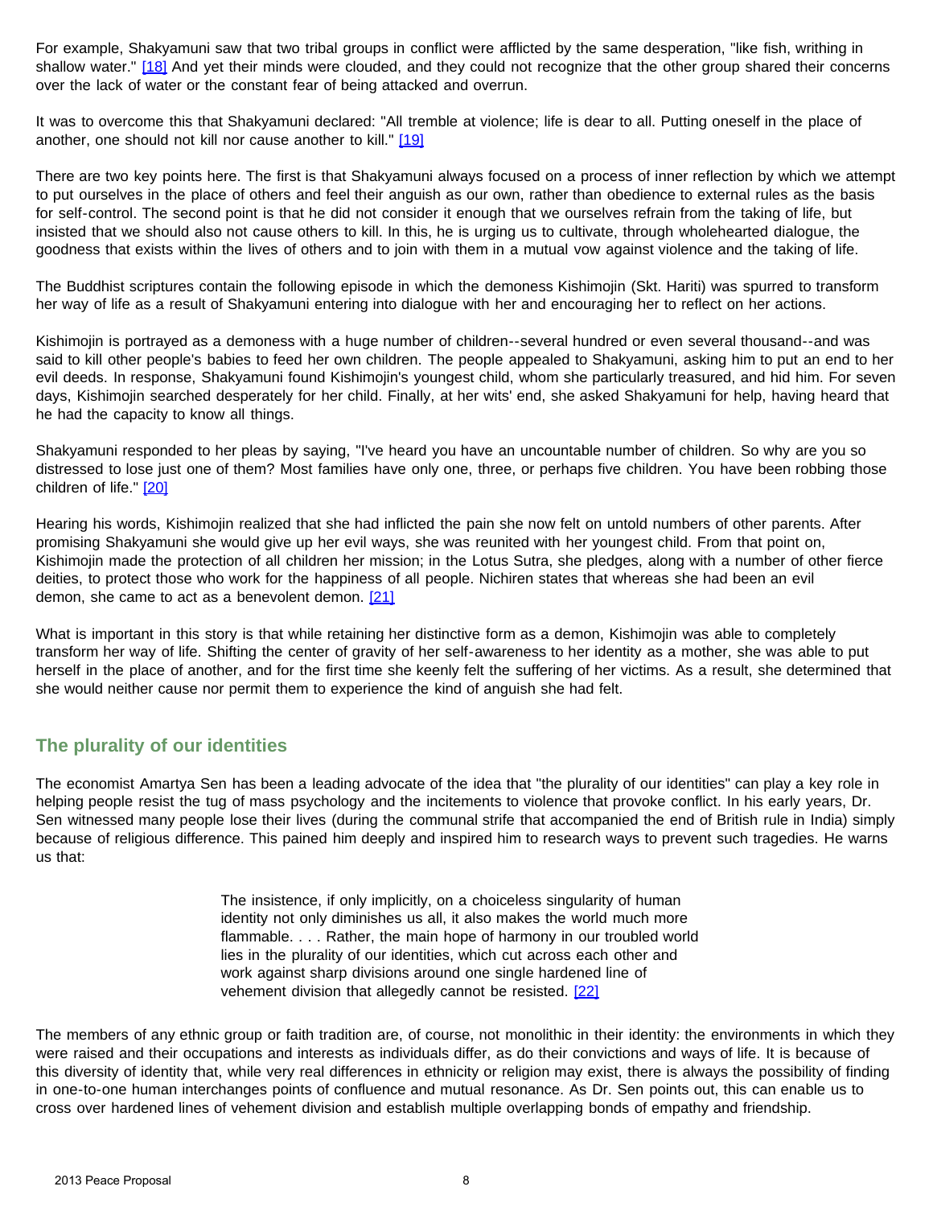For example, Shakyamuni saw that two tribal groups in conflict were afflicted by the same desperation, "like fish, writhing in shallow water." [18] And yet their minds were clouded, and they could not recognize that the other group shared their concerns over the lack of water or the constant fear of being attacked and overrun.

It was to overcome this that Shakyamuni declared: "All tremble at violence; life is dear to all. Putting oneself in the place of another, one should not kill nor cause another to kill." [19]

There are two key points here. The first is that Shakyamuni always focused on a process of inner reflection by which we attempt to put ourselves in the place of others and feel their anguish as our own, rather than obedience to external rules as the basis for self-control. The second point is that he did not consider it enough that we ourselves refrain from the taking of life, but insisted that we should also not cause others to kill. In this, he is urging us to cultivate, through wholehearted dialogue, the goodness that exists within the lives of others and to join with them in a mutual vow against violence and the taking of life.

The Buddhist scriptures contain the following episode in which the demoness Kishimojin (Skt. Hariti) was spurred to transform her way of life as a result of Shakyamuni entering into dialogue with her and encouraging her to reflect on her actions.

Kishimojin is portrayed as a demoness with a huge number of children--several hundred or even several thousand--and was said to kill other people's babies to feed her own children. The people appealed to Shakyamuni, asking him to put an end to her evil deeds. In response, Shakyamuni found Kishimojin's youngest child, whom she particularly treasured, and hid him. For seven days, Kishimojin searched desperately for her child. Finally, at her wits' end, she asked Shakyamuni for help, having heard that he had the capacity to know all things.

Shakyamuni responded to her pleas by saying, "I've heard you have an uncountable number of children. So why are you so distressed to lose just one of them? Most families have only one, three, or perhaps five children. You have been robbing those children of life." [20]

Hearing his words, Kishimojin realized that she had inflicted the pain she now felt on untold numbers of other parents. After promising Shakyamuni she would give up her evil ways, she was reunited with her youngest child. From that point on, Kishimojin made the protection of all children her mission; in the Lotus Sutra, she pledges, along with a number of other fierce deities, to protect those who work for the happiness of all people. Nichiren states that whereas she had been an evil demon, she came to act as a benevolent demon. [21]

What is important in this story is that while retaining her distinctive form as a demon, Kishimojin was able to completely transform her way of life. Shifting the center of gravity of her self-awareness to her identity as a mother, she was able to put herself in the place of another, and for the first time she keenly felt the suffering of her victims. As a result, she determined that she would neither cause nor permit them to experience the kind of anguish she had felt.

## The plurality of our identities

The economist Amartya Sen has been a leading advocate of the idea that "the plurality of our identities" can play a key role in helping people resist the tug of mass psychology and the incitements to violence that provoke conflict. In his early years, Dr. Sen witnessed many people lose their lives (during the communal strife that accompanied the end of British rule in India) simply because of religious difference. This pained him deeply and inspired him to research ways to prevent such tragedies. He warns us that:

> The insistence, if only implicitly, on a choiceless singularity of human identity not only diminishes us all, it also makes the world much more flammable. . . . Rather, the main hope of harmony in our troubled world lies in the plurality of our identities, which cut across each other and work against sharp divisions around one single hardened line of vehement division that allegedly cannot be resisted. [22]

The members of any ethnic group or faith tradition are, of course, not monolithic in their identity: the environments in which they were raised and their occupations and interests as individuals differ, as do their convictions and ways of life. It is because of this diversity of identity that, while very real differences in ethnicity or religion may exist, there is always the possibility of finding in one-to-one human interchanges points of confluence and mutual resonance. As Dr. Sen points out, this can enable us to cross over hardened lines of vehement division and establish multiple overlapping bonds of empathy and friendship.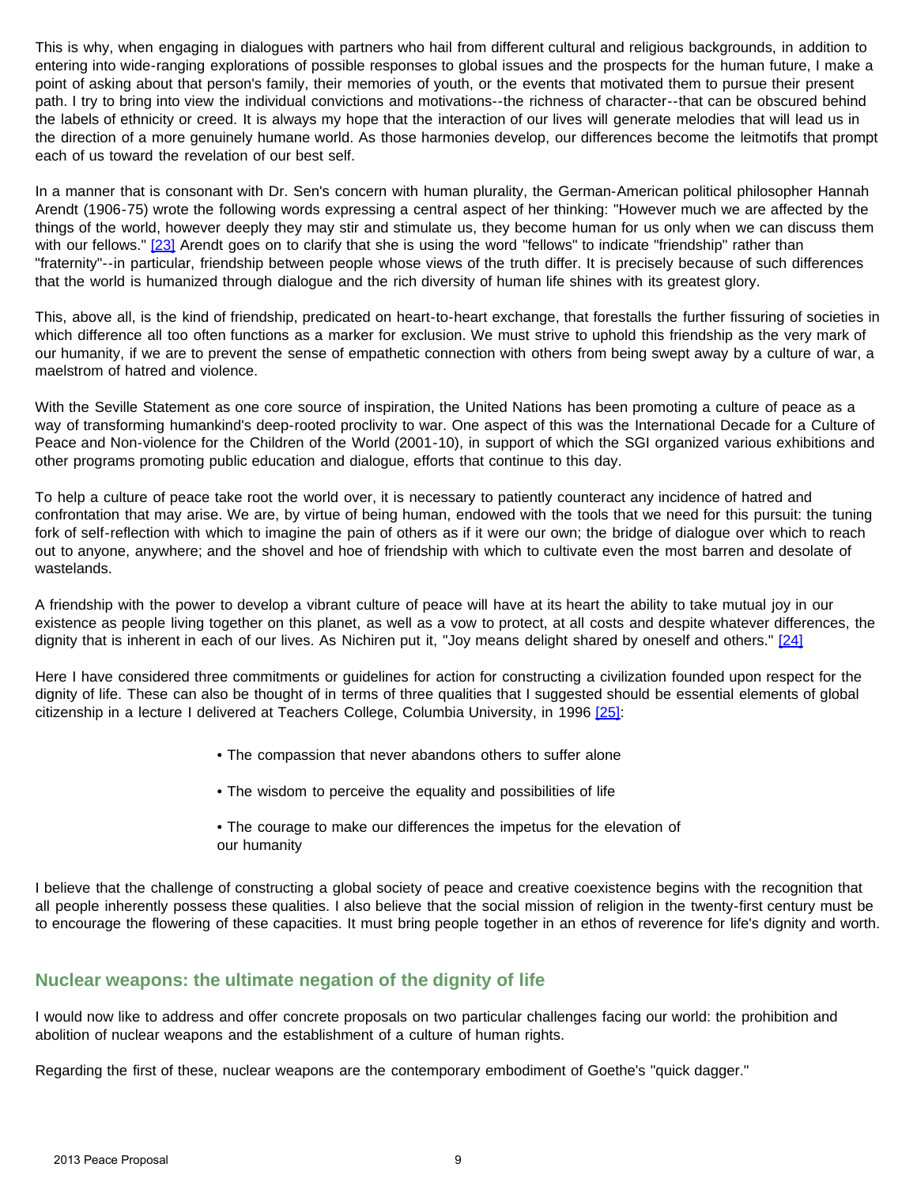This is why, when engaging in dialogues with partners who hail from different cultural and religious backgrounds, in addition to entering into wide-ranging explorations of possible responses to global issues and the prospects for the human future, I make a point of asking about that person's family, their memories of youth, or the events that motivated them to pursue their present path. I try to bring into view the individual convictions and motivations--the richness of character--that can be obscured behind the labels of ethnicity or creed. It is always my hope that the interaction of our lives will generate melodies that will lead us in the direction of a more genuinely humane world. As those harmonies develop, our differences become the leitmotifs that prompt each of us toward the revelation of our best self.

In a manner that is consonant with Dr. Sen's concern with human plurality, the German-American political philosopher Hannah Arendt (1906-75) wrote the following words expressing a central aspect of her thinking: "However much we are affected by the things of the world, however deeply they may stir and stimulate us, they become human for us only when we can discuss them with our fellows." [23] Arendt goes on to clarify that she is using the word "fellows" to indicate "friendship" rather than "fraternity"--in particular, friendship between people whose views of the truth differ. It is precisely because of such differences that the world is humanized through dialogue and the rich diversity of human life shines with its greatest glory.

This, above all, is the kind of friendship, predicated on heart-to-heart exchange, that forestalls the further fissuring of societies in which difference all too often functions as a marker for exclusion. We must strive to uphold this friendship as the very mark of our humanity, if we are to prevent the sense of empathetic connection with others from being swept away by a culture of war, a maelstrom of hatred and violence.

With the Seville Statement as one core source of inspiration, the United Nations has been promoting a culture of peace as a way of transforming humankind's deep-rooted proclivity to war. One aspect of this was the International Decade for a Culture of Peace and Non-violence for the Children of the World (2001-10), in support of which the SGI organized various exhibitions and other programs promoting public education and dialogue, efforts that continue to this day.

To help a culture of peace take root the world over, it is necessary to patiently counteract any incidence of hatred and confrontation that may arise. We are, by virtue of being human, endowed with the tools that we need for this pursuit: the tuning fork of self-reflection with which to imagine the pain of others as if it were our own; the bridge of dialogue over which to reach out to anyone, anywhere; and the shovel and hoe of friendship with which to cultivate even the most barren and desolate of wastelands.

A friendship with the power to develop a vibrant culture of peace will have at its heart the ability to take mutual joy in our existence as people living together on this planet, as well as a vow to protect, at all costs and despite whatever differences, the dignity that is inherent in each of our lives. As Nichiren put it, "Joy means delight shared by oneself and others." [24]

Here I have considered three commitments or guidelines for action for constructing a civilization founded upon respect for the dignity of life. These can also be thought of in terms of three qualities that I suggested should be essential elements of global citizenship in a lecture I delivered at Teachers College, Columbia University, in 1996 [25]:

- The compassion that never abandons others to suffer alone
- The wisdom to perceive the equality and possibilities of life
- The courage to make our differences the impetus for the elevation of our humanity

I believe that the challenge of constructing a global society of peace and creative coexistence begins with the recognition that all people inherently possess these qualities. I also believe that the social mission of religion in the twenty-first century must be to encourage the flowering of these capacities. It must bring people together in an ethos of reverence for life's dignity and worth.

## Nuclear weapons: the ultimate negation of the dignity of life

I would now like to address and offer concrete proposals on two particular challenges facing our world: the prohibition and abolition of nuclear weapons and the establishment of a culture of human rights.

Regarding the first of these, nuclear weapons are the contemporary embodiment of Goethe's "quick dagger."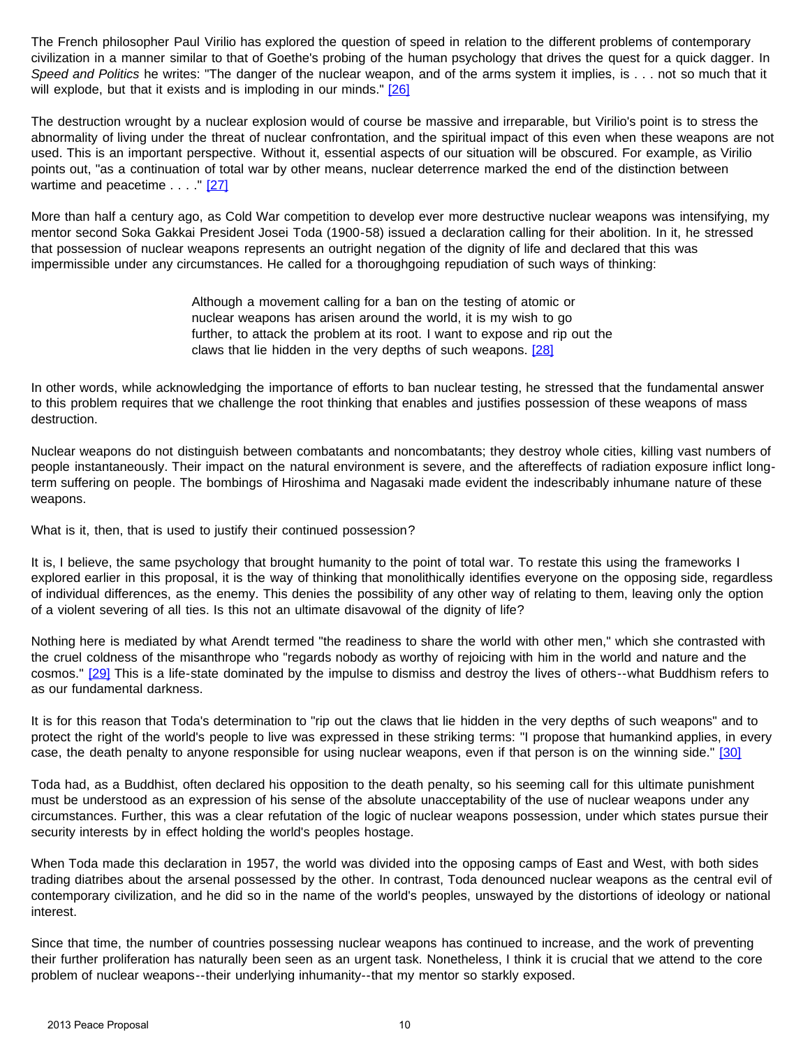The French philosopher Paul Virilio has explored the question of speed in relation to the different problems of contemporary civilization in a manner similar to that of Goethe's probing of the human psychology that drives the quest for a quick dagger. In *Speed and Politics* he writes: "The danger of the nuclear weapon, and of the arms system it implies, is . . . not so much that it will explode, but that it exists and is imploding in our minds." [26]

The destruction wrought by a nuclear explosion would of course be massive and irreparable, but Virilio's point is to stress the abnormality of living under the threat of nuclear confrontation, and the spiritual impact of this even when these weapons are not used. This is an important perspective. Without it, essential aspects of our situation will be obscured. For example, as Virilio points out, "as a continuation of total war by other means, nuclear deterrence marked the end of the distinction between wartime and peacetime . . . ." [27]

More than half a century ago, as Cold War competition to develop ever more destructive nuclear weapons was intensifying, my mentor second Soka Gakkai President Josei Toda (1900-58) issued a declaration calling for their abolition. In it, he stressed that possession of nuclear weapons represents an outright negation of the dignity of life and declared that this was impermissible under any circumstances. He called for a thoroughgoing repudiation of such ways of thinking:

> Although a movement calling for a ban on the testing of atomic or nuclear weapons has arisen around the world, it is my wish to go further, to attack the problem at its root. I want to expose and rip out the claws that lie hidden in the very depths of such weapons. [28]

In other words, while acknowledging the importance of efforts to ban nuclear testing, he stressed that the fundamental answer to this problem requires that we challenge the root thinking that enables and justifies possession of these weapons of mass destruction.

Nuclear weapons do not distinguish between combatants and noncombatants; they destroy whole cities, killing vast numbers of people instantaneously. Their impact on the natural environment is severe, and the aftereffects of radiation exposure inflict long-term suffering on people. The bombings of Hiroshima and Nagasaki made evident the indescribably inhumane nature of these weapons.

What is it, then, that is used to justify their continued possession?

It is, I believe, the same psychology that brought humanity to the point of total war. To restate this using the frameworks I explored earlier in this proposal, it is the way of thinking that monolithically identifies everyone on the opposing side, regardless of individual differences, as the enemy. This denies the possibility of any other way of relating to them, leaving only the option of a violent severing of all ties. Is this not an ultimate disavowal of the dignity of life?

Nothing here is mediated by what Arendt termed "the readiness to share the world with other men," which she contrasted with the cruel coldness of the misanthrope who "regards nobody as worthy of rejoicing with him in the world and nature and the cosmos." [29] This is a life-state dominated by the impulse to dismiss and destroy the lives of others--what Buddhism refers to as our fundamental darkness.

It is for this reason that Toda's determination to "rip out the claws that lie hidden in the very depths of such weapons" and to protect the right of the world's people to live was expressed in these striking terms: "I propose that humankind applies, in every case, the death penalty to anyone responsible for using nuclear weapons, even if that person is on the winning side." [30]

Toda had, as a Buddhist, often declared his opposition to the death penalty, so his seeming call for this ultimate punishment must be understood as an expression of his sense of the absolute unacceptability of the use of nuclear weapons under any circumstances. Further, this was a clear refutation of the logic of nuclear weapons possession, under which states pursue their security interests by in effect holding the world's peoples hostage.

When Toda made this declaration in 1957, the world was divided into the opposing camps of East and West, with both sides trading diatribes about the arsenal possessed by the other. In contrast, Toda denounced nuclear weapons as the central evil of contemporary civilization, and he did so in the name of the world's peoples, unswayed by the distortions of ideology or national interest.

Since that time, the number of countries possessing nuclear weapons has continued to increase, and the work of preventing their further proliferation has naturally been seen as an urgent task. Nonetheless, I think it is crucial that we attend to the core problem of nuclear weapons--their underlying inhumanity--that my mentor so starkly exposed.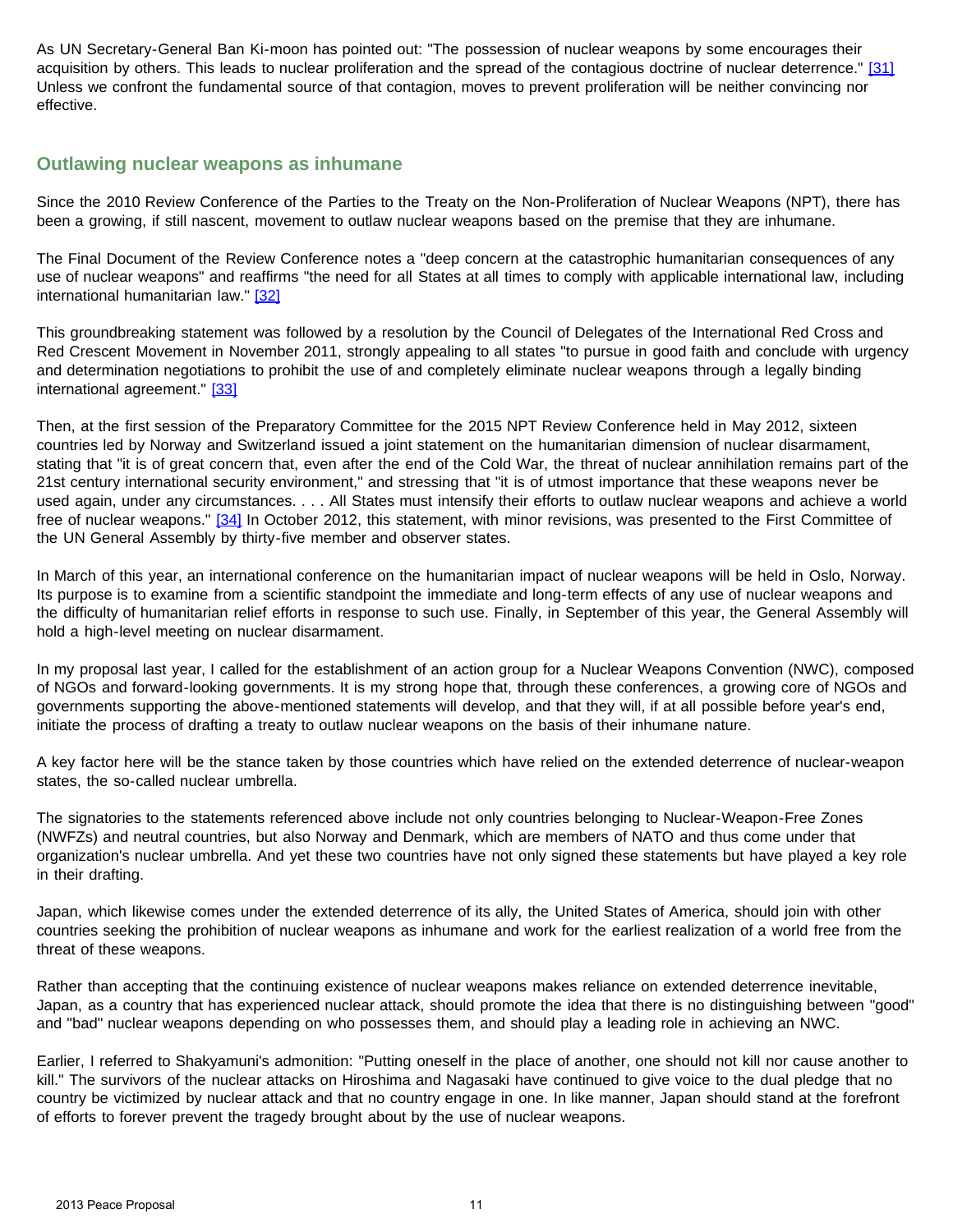As UN Secretary-General Ban Ki-moon has pointed out: "The possession of nuclear weapons by some encourages their acquisition by others. This leads to nuclear proliferation and the spread of the contagious doctrine of nuclear deterrence." [31] Unless we confront the fundamental source of that contagion, moves to prevent proliferation will be neither convincing nor effective.

## Outlawing nuclear weapons as inhumane

Since the 2010 Review Conference of the Parties to the Treaty on the Non-Proliferation of Nuclear Weapons (NPT), there has been a growing, if still nascent, movement to outlaw nuclear weapons based on the premise that they are inhumane.

The Final Document of the Review Conference notes a "deep concern at the catastrophic humanitarian consequences of any use of nuclear weapons" and reaffirms "the need for all States at all times to comply with applicable international law, including international humanitarian law." [32]

This groundbreaking statement was followed by a resolution by the Council of Delegates of the International Red Cross and Red Crescent Movement in November 2011, strongly appealing to all states "to pursue in good faith and conclude with urgency and determination negotiations to prohibit the use of and completely eliminate nuclear weapons through a legally binding international agreement." [33]

Then, at the first session of the Preparatory Committee for the 2015 NPT Review Conference held in May 2012, sixteen countries led by Norway and Switzerland issued a joint statement on the humanitarian dimension of nuclear disarmament, stating that "it is of great concern that, even after the end of the Cold War, the threat of nuclear annihilation remains part of the 21st century international security environment," and stressing that "it is of utmost importance that these weapons never be used again, under any circumstances. . . . All States must intensify their efforts to outlaw nuclear weapons and achieve a world free of nuclear weapons." [34] In October 2012, this statement, with minor revisions, was presented to the First Committee of the UN General Assembly by thirty-five member and observer states.

In March of this year, an international conference on the humanitarian impact of nuclear weapons will be held in Oslo, Norway. Its purpose is to examine from a scientific standpoint the immediate and long-term effects of any use of nuclear weapons and the difficulty of humanitarian relief efforts in response to such use. Finally, in September of this year, the General Assembly will hold a high-level meeting on nuclear disarmament.

In my proposal last year, I called for the establishment of an action group for a Nuclear Weapons Convention (NWC), composed of NGOs and forward-looking governments. It is my strong hope that, through these conferences, a growing core of NGOs and governments supporting the above-mentioned statements will develop, and that they will, if at all possible before year's end, initiate the process of drafting a treaty to outlaw nuclear weapons on the basis of their inhumane nature.

A key factor here will be the stance taken by those countries which have relied on the extended deterrence of nuclear-weapon states, the so-called nuclear umbrella.

The signatories to the statements referenced above include not only countries belonging to Nuclear-Weapon-Free Zones (NWFZs) and neutral countries, but also Norway and Denmark, which are members of NATO and thus come under that organization's nuclear umbrella. And yet these two countries have not only signed these statements but have played a key role in their drafting.

Japan, which likewise comes under the extended deterrence of its ally, the United States of America, should join with other countries seeking the prohibition of nuclear weapons as inhumane and work for the earliest realization of a world free from the threat of these weapons.

Rather than accepting that the continuing existence of nuclear weapons makes reliance on extended deterrence inevitable, Japan, as a country that has experienced nuclear attack, should promote the idea that there is no distinguishing between "good" and "bad" nuclear weapons depending on who possesses them, and should play a leading role in achieving an NWC.

Earlier, I referred to Shakyamuni's admonition: "Putting oneself in the place of another, one should not kill nor cause another to kill." The survivors of the nuclear attacks on Hiroshima and Nagasaki have continued to give voice to the dual pledge that no country be victimized by nuclear attack and that no country engage in one. In like manner, Japan should stand at the forefront of efforts to forever prevent the tragedy brought about by the use of nuclear weapons.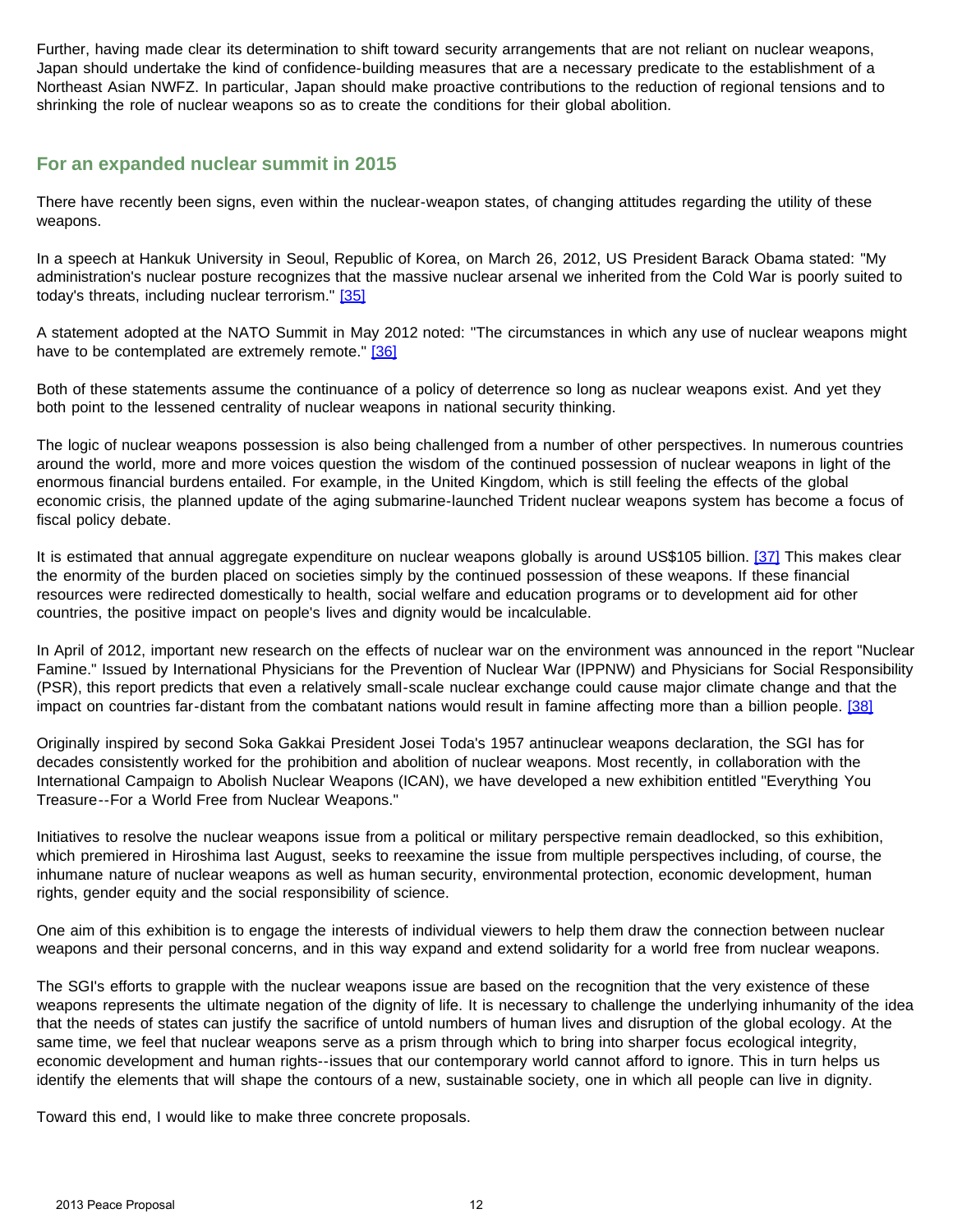Further, having made clear its determination to shift toward security arrangements that are not reliant on nuclear weapons, Japan should undertake the kind of confidence-building measures that are a necessary predicate to the establishment of a Northeast Asian NWFZ. In particular, Japan should make proactive contributions to the reduction of regional tensions and to shrinking the role of nuclear weapons so as to create the conditions for their global abolition.

## For an expanded nuclear summit in 2015

There have recently been signs, even within the nuclear-weapon states, of changing attitudes regarding the utility of these weapons.

In a speech at Hankuk University in Seoul, Republic of Korea, on March 26, 2012, US President Barack Obama stated: "My administration's nuclear posture recognizes that the massive nuclear arsenal we inherited from the Cold War is poorly suited to today's threats, including nuclear terrorism." [35]

A statement adopted at the NATO Summit in May 2012 noted: "The circumstances in which any use of nuclear weapons might have to be contemplated are extremely remote." [36]

Both of these statements assume the continuance of a policy of deterrence so long as nuclear weapons exist. And yet they both point to the lessened centrality of nuclear weapons in national security thinking.

The logic of nuclear weapons possession is also being challenged from a number of other perspectives. In numerous countries around the world, more and more voices question the wisdom of the continued possession of nuclear weapons in light of the enormous financial burdens entailed. For example, in the United Kingdom, which is still feeling the effects of the global economic crisis, the planned update of the aging submarine-launched Trident nuclear weapons system has become a focus of fiscal policy debate.

It is estimated that annual aggregate expenditure on nuclear weapons globally is around US$105 billion. [37] This makes clear the enormity of the burden placed on societies simply by the continued possession of these weapons. If these financial resources were redirected domestically to health, social welfare and education programs or to development aid for other countries, the positive impact on people's lives and dignity would be incalculable.

In April of 2012, important new research on the effects of nuclear war on the environment was announced in the report "Nuclear Famine." Issued by International Physicians for the Prevention of Nuclear War (IPPNW) and Physicians for Social Responsibility (PSR), this report predicts that even a relatively small-scale nuclear exchange could cause major climate change and that the impact on countries far-distant from the combatant nations would result in famine affecting more than a billion people. [38]

Originally inspired by second Soka Gakkai President Josei Toda's 1957 antinuclear weapons declaration, the SGI has for decades consistently worked for the prohibition and abolition of nuclear weapons. Most recently, in collaboration with the International Campaign to Abolish Nuclear Weapons (ICAN), we have developed a new exhibition entitled "Everything You Treasure--For a World Free from Nuclear Weapons."

Initiatives to resolve the nuclear weapons issue from a political or military perspective remain deadlocked, so this exhibition, which premiered in Hiroshima last August, seeks to reexamine the issue from multiple perspectives including, of course, the inhumane nature of nuclear weapons as well as human security, environmental protection, economic development, human rights, gender equity and the social responsibility of science.

One aim of this exhibition is to engage the interests of individual viewers to help them draw the connection between nuclear weapons and their personal concerns, and in this way expand and extend solidarity for a world free from nuclear weapons.

The SGI's efforts to grapple with the nuclear weapons issue are based on the recognition that the very existence of these weapons represents the ultimate negation of the dignity of life. It is necessary to challenge the underlying inhumanity of the idea that the needs of states can justify the sacrifice of untold numbers of human lives and disruption of the global ecology. At the same time, we feel that nuclear weapons serve as a prism through which to bring into sharper focus ecological integrity, economic development and human rights--issues that our contemporary world cannot afford to ignore. This in turn helps us identify the elements that will shape the contours of a new, sustainable society, one in which all people can live in dignity.

Toward this end, I would like to make three concrete proposals.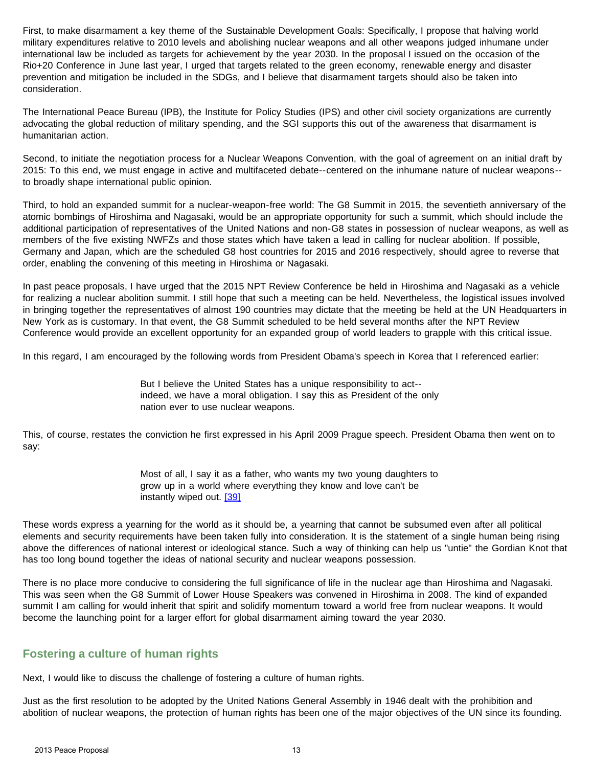First, to make disarmament a key theme of the Sustainable Development Goals: Specifically, I propose that halving world military expenditures relative to 2010 levels and abolishing nuclear weapons and all other weapons judged inhumane under international law be included as targets for achievement by the year 2030. In the proposal I issued on the occasion of the Rio+20 Conference in June last year, I urged that targets related to the green economy, renewable energy and disaster prevention and mitigation be included in the SDGs, and I believe that disarmament targets should also be taken into consideration.

The International Peace Bureau (IPB), the Institute for Policy Studies (IPS) and other civil society organizations are currently advocating the global reduction of military spending, and the SGI supports this out of the awareness that disarmament is humanitarian action.

Second, to initiate the negotiation process for a Nuclear Weapons Convention, with the goal of agreement on an initial draft by 2015: To this end, we must engage in active and multifaceted debate--centered on the inhumane nature of nuclear weapons--to broadly shape international public opinion.

Third, to hold an expanded summit for a nuclear-weapon-free world: The G8 Summit in 2015, the seventieth anniversary of the atomic bombings of Hiroshima and Nagasaki, would be an appropriate opportunity for such a summit, which should include the additional participation of representatives of the United Nations and non-G8 states in possession of nuclear weapons, as well as members of the five existing NWFZs and those states which have taken a lead in calling for nuclear abolition. If possible, Germany and Japan, which are the scheduled G8 host countries for 2015 and 2016 respectively, should agree to reverse that order, enabling the convening of this meeting in Hiroshima or Nagasaki.

In past peace proposals, I have urged that the 2015 NPT Review Conference be held in Hiroshima and Nagasaki as a vehicle for realizing a nuclear abolition summit. I still hope that such a meeting can be held. Nevertheless, the logistical issues involved in bringing together the representatives of almost 190 countries may dictate that the meeting be held at the UN Headquarters in New York as is customary. In that event, the G8 Summit scheduled to be held several months after the NPT Review Conference would provide an excellent opportunity for an expanded group of world leaders to grapple with this critical issue.

In this regard, I am encouraged by the following words from President Obama's speech in Korea that I referenced earlier:

> But I believe the United States has a unique responsibility to act--indeed, we have a moral obligation. I say this as President of the only nation ever to use nuclear weapons.

This, of course, restates the conviction he first expressed in his April 2009 Prague speech. President Obama then went on to say:

> Most of all, I say it as a father, who wants my two young daughters to grow up in a world where everything they know and love can't be instantly wiped out. [39]

These words express a yearning for the world as it should be, a yearning that cannot be subsumed even after all political elements and security requirements have been taken fully into consideration. It is the statement of a single human being rising above the differences of national interest or ideological stance. Such a way of thinking can help us "untie" the Gordian Knot that has too long bound together the ideas of national security and nuclear weapons possession.

There is no place more conducive to considering the full significance of life in the nuclear age than Hiroshima and Nagasaki. This was seen when the G8 Summit of Lower House Speakers was convened in Hiroshima in 2008. The kind of expanded summit I am calling for would inherit that spirit and solidify momentum toward a world free from nuclear weapons. It would become the launching point for a larger effort for global disarmament aiming toward the year 2030.

## Fostering a culture of human rights

Next, I would like to discuss the challenge of fostering a culture of human rights.

Just as the first resolution to be adopted by the United Nations General Assembly in 1946 dealt with the prohibition and abolition of nuclear weapons, the protection of human rights has been one of the major objectives of the UN since its founding.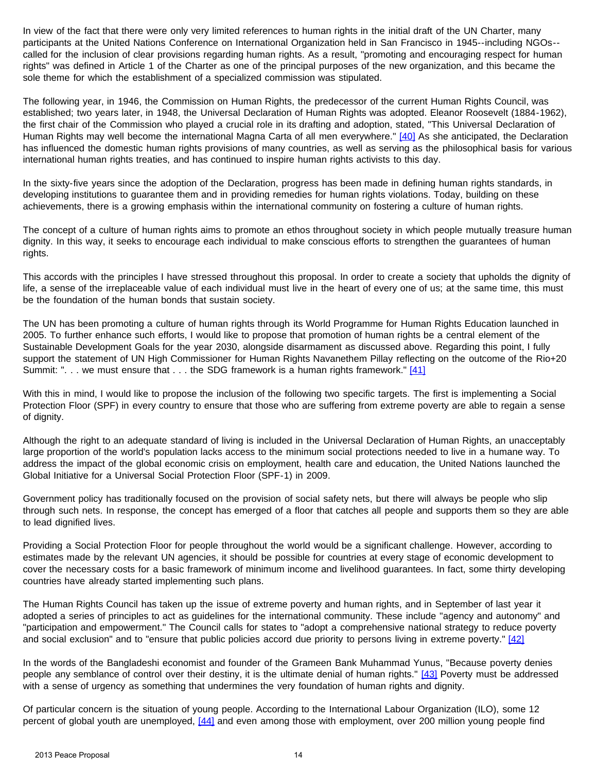In view of the fact that there were only very limited references to human rights in the initial draft of the UN Charter, many participants at the United Nations Conference on International Organization held in San Francisco in 1945--including NGOs--called for the inclusion of clear provisions regarding human rights. As a result, "promoting and encouraging respect for human rights" was defined in Article 1 of the Charter as one of the principal purposes of the new organization, and this became the sole theme for which the establishment of a specialized commission was stipulated.

The following year, in 1946, the Commission on Human Rights, the predecessor of the current Human Rights Council, was established; two years later, in 1948, the Universal Declaration of Human Rights was adopted. Eleanor Roosevelt (1884-1962), the first chair of the Commission who played a crucial role in its drafting and adoption, stated, "This Universal Declaration of Human Rights may well become the international Magna Carta of all men everywhere." [40] As she anticipated, the Declaration has influenced the domestic human rights provisions of many countries, as well as serving as the philosophical basis for various international human rights treaties, and has continued to inspire human rights activists to this day.

In the sixty-five years since the adoption of the Declaration, progress has been made in defining human rights standards, in developing institutions to guarantee them and in providing remedies for human rights violations. Today, building on these achievements, there is a growing emphasis within the international community on fostering a culture of human rights.

The concept of a culture of human rights aims to promote an ethos throughout society in which people mutually treasure human dignity. In this way, it seeks to encourage each individual to make conscious efforts to strengthen the guarantees of human rights.

This accords with the principles I have stressed throughout this proposal. In order to create a society that upholds the dignity of life, a sense of the irreplaceable value of each individual must live in the heart of every one of us; at the same time, this must be the foundation of the human bonds that sustain society.

The UN has been promoting a culture of human rights through its World Programme for Human Rights Education launched in 2005. To further enhance such efforts, I would like to propose that promotion of human rights be a central element of the Sustainable Development Goals for the year 2030, alongside disarmament as discussed above. Regarding this point, I fully support the statement of UN High Commissioner for Human Rights Navanethem Pillay reflecting on the outcome of the Rio+20 Summit: ". . . we must ensure that . . . the SDG framework is a human rights framework." [41]

With this in mind, I would like to propose the inclusion of the following two specific targets. The first is implementing a Social Protection Floor (SPF) in every country to ensure that those who are suffering from extreme poverty are able to regain a sense of dignity.

Although the right to an adequate standard of living is included in the Universal Declaration of Human Rights, an unacceptably large proportion of the world's population lacks access to the minimum social protections needed to live in a humane way. To address the impact of the global economic crisis on employment, health care and education, the United Nations launched the Global Initiative for a Universal Social Protection Floor (SPF-1) in 2009.

Government policy has traditionally focused on the provision of social safety nets, but there will always be people who slip through such nets. In response, the concept has emerged of a floor that catches all people and supports them so they are able to lead dignified lives.

Providing a Social Protection Floor for people throughout the world would be a significant challenge. However, according to estimates made by the relevant UN agencies, it should be possible for countries at every stage of economic development to cover the necessary costs for a basic framework of minimum income and livelihood guarantees. In fact, some thirty developing countries have already started implementing such plans.

The Human Rights Council has taken up the issue of extreme poverty and human rights, and in September of last year it adopted a series of principles to act as guidelines for the international community. These include "agency and autonomy" and "participation and empowerment." The Council calls for states to "adopt a comprehensive national strategy to reduce poverty and social exclusion" and to "ensure that public policies accord due priority to persons living in extreme poverty." [42]

In the words of the Bangladeshi economist and founder of the Grameen Bank Muhammad Yunus, "Because poverty denies people any semblance of control over their destiny, it is the ultimate denial of human rights." [43] Poverty must be addressed with a sense of urgency as something that undermines the very foundation of human rights and dignity.

Of particular concern is the situation of young people. According to the International Labour Organization (ILO), some 12 percent of global youth are unemployed, [44] and even among those with employment, over 200 million young people find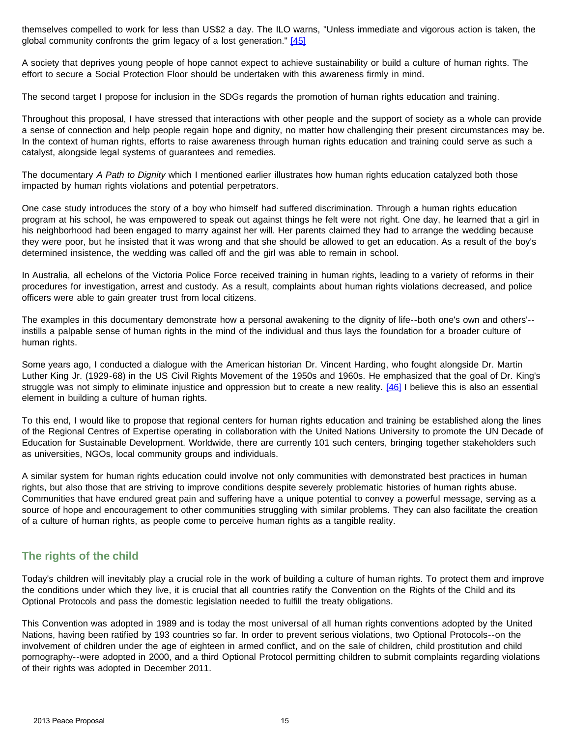themselves compelled to work for less than US$2 a day. The ILO warns, "Unless immediate and vigorous action is taken, the global community confronts the grim legacy of a lost generation." [45]

A society that deprives young people of hope cannot expect to achieve sustainability or build a culture of human rights. The effort to secure a Social Protection Floor should be undertaken with this awareness firmly in mind.

The second target I propose for inclusion in the SDGs regards the promotion of human rights education and training.

Throughout this proposal, I have stressed that interactions with other people and the support of society as a whole can provide a sense of connection and help people regain hope and dignity, no matter how challenging their present circumstances may be. In the context of human rights, efforts to raise awareness through human rights education and training could serve as such a catalyst, alongside legal systems of guarantees and remedies.

The documentary *A Path to Dignity* which I mentioned earlier illustrates how human rights education catalyzed both those impacted by human rights violations and potential perpetrators.

One case study introduces the story of a boy who himself had suffered discrimination. Through a human rights education program at his school, he was empowered to speak out against things he felt were not right. One day, he learned that a girl in his neighborhood had been engaged to marry against her will. Her parents claimed they had to arrange the wedding because they were poor, but he insisted that it was wrong and that she should be allowed to get an education. As a result of the boy's determined insistence, the wedding was called off and the girl was able to remain in school.

In Australia, all echelons of the Victoria Police Force received training in human rights, leading to a variety of reforms in their procedures for investigation, arrest and custody. As a result, complaints about human rights violations decreased, and police officers were able to gain greater trust from local citizens.

The examples in this documentary demonstrate how a personal awakening to the dignity of life--both one's own and others'--instills a palpable sense of human rights in the mind of the individual and thus lays the foundation for a broader culture of human rights.

Some years ago, I conducted a dialogue with the American historian Dr. Vincent Harding, who fought alongside Dr. Martin Luther King Jr. (1929-68) in the US Civil Rights Movement of the 1950s and 1960s. He emphasized that the goal of Dr. King's struggle was not simply to eliminate injustice and oppression but to create a new reality. [46] I believe this is also an essential element in building a culture of human rights.

To this end, I would like to propose that regional centers for human rights education and training be established along the lines of the Regional Centres of Expertise operating in collaboration with the United Nations University to promote the UN Decade of Education for Sustainable Development. Worldwide, there are currently 101 such centers, bringing together stakeholders such as universities, NGOs, local community groups and individuals.

A similar system for human rights education could involve not only communities with demonstrated best practices in human rights, but also those that are striving to improve conditions despite severely problematic histories of human rights abuse. Communities that have endured great pain and suffering have a unique potential to convey a powerful message, serving as a source of hope and encouragement to other communities struggling with similar problems. They can also facilitate the creation of a culture of human rights, as people come to perceive human rights as a tangible reality.

## The rights of the child

Today's children will inevitably play a crucial role in the work of building a culture of human rights. To protect them and improve the conditions under which they live, it is crucial that all countries ratify the Convention on the Rights of the Child and its Optional Protocols and pass the domestic legislation needed to fulfill the treaty obligations.

This Convention was adopted in 1989 and is today the most universal of all human rights conventions adopted by the United Nations, having been ratified by 193 countries so far. In order to prevent serious violations, two Optional Protocols--on the involvement of children under the age of eighteen in armed conflict, and on the sale of children, child prostitution and child pornography--were adopted in 2000, and a third Optional Protocol permitting children to submit complaints regarding violations of their rights was adopted in December 2011.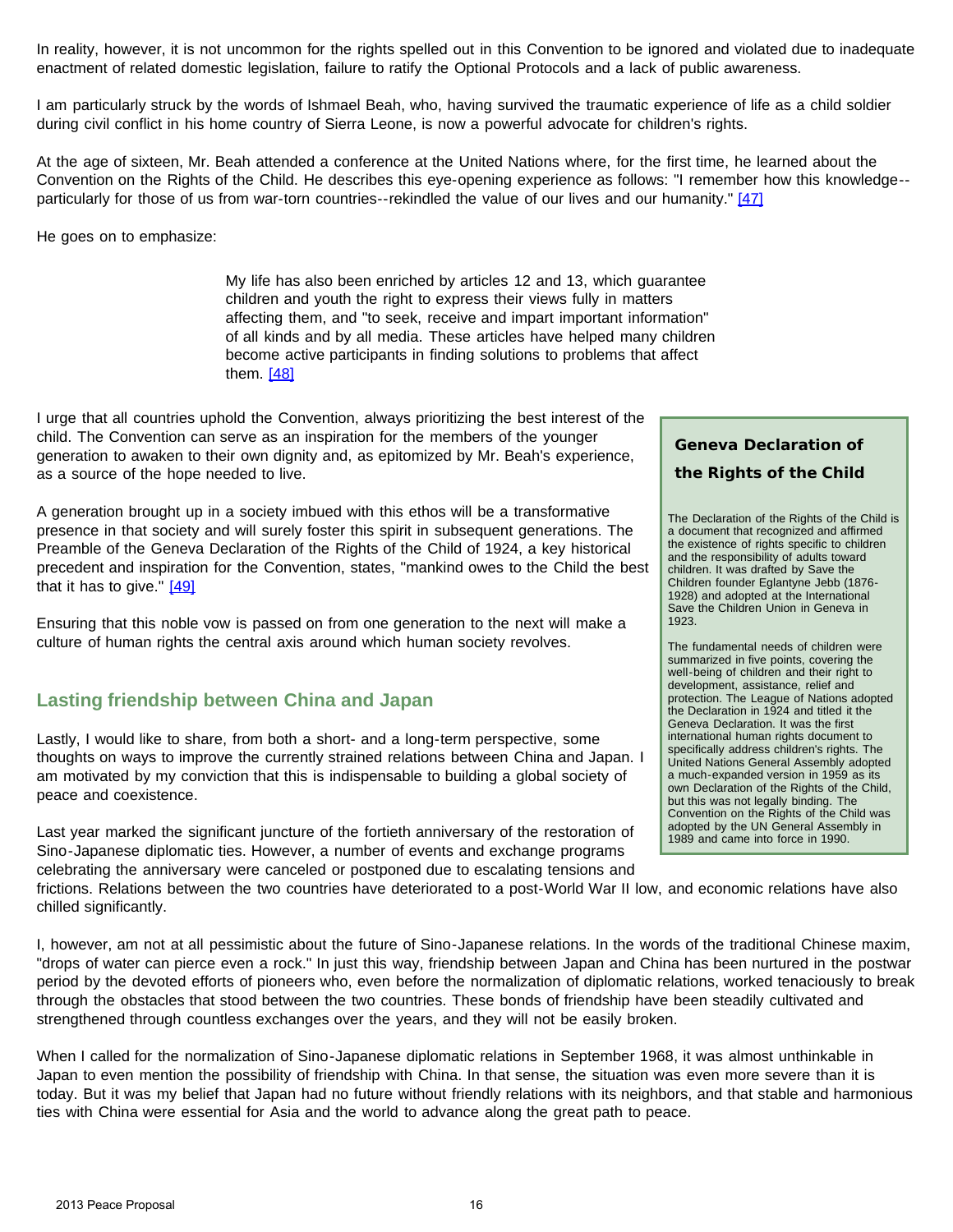In reality, however, it is not uncommon for the rights spelled out in this Convention to be ignored and violated due to inadequate enactment of related domestic legislation, failure to ratify the Optional Protocols and a lack of public awareness.

I am particularly struck by the words of Ishmael Beah, who, having survived the traumatic experience of life as a child soldier during civil conflict in his home country of Sierra Leone, is now a powerful advocate for children's rights.

At the age of sixteen, Mr. Beah attended a conference at the United Nations where, for the first time, he learned about the Convention on the Rights of the Child. He describes this eye-opening experience as follows: "I remember how this knowledge--particularly for those of us from war-torn countries--rekindled the value of our lives and our humanity." [47]

He goes on to emphasize:

> My life has also been enriched by articles 12 and 13, which guarantee children and youth the right to express their views fully in matters affecting them, and "to seek, receive and impart important information" of all kinds and by all media. These articles have helped many children become active participants in finding solutions to problems that affect them. [48]

I urge that all countries uphold the Convention, always prioritizing the best interest of the child. The Convention can serve as an inspiration for the members of the younger generation to awaken to their own dignity and, as epitomized by Mr. Beah's experience, as a source of the hope needed to live.

A generation brought up in a society imbued with this ethos will be a transformative presence in that society and will surely foster this spirit in subsequent generations. The Preamble of the Geneva Declaration of the Rights of the Child of 1924, a key historical precedent and inspiration for the Convention, states, "mankind owes to the Child the best that it has to give." [49]

Ensuring that this noble vow is passed on from one generation to the next will make a culture of human rights the central axis around which human society revolves.

**Geneva Declaration of the Rights of the Child**

The Declaration of the Rights of the Child is a document that recognized and affirmed the existence of rights specific to children and the responsibility of adults toward children. It was drafted by Save the Children founder Eglantyne Jebb (1876-1928) and adopted at the International Save the Children Union in Geneva in 1923.

The fundamental needs of children were summarized in five points, covering the well-being of children and their right to development, assistance, relief and protection. The League of Nations adopted the Declaration in 1924 and titled it the Geneva Declaration. It was the first international human rights document to specifically address children's rights. The United Nations General Assembly adopted a much-expanded version in 1959 as its own Declaration of the Rights of the Child, but this was not legally binding. The Convention on the Rights of the Child was adopted by the UN General Assembly in 1989 and came into force in 1990.

## Lasting friendship between China and Japan

Lastly, I would like to share, from both a short- and a long-term perspective, some thoughts on ways to improve the currently strained relations between China and Japan. I am motivated by my conviction that this is indispensable to building a global society of peace and coexistence.

Last year marked the significant juncture of the fortieth anniversary of the restoration of Sino-Japanese diplomatic ties. However, a number of events and exchange programs celebrating the anniversary were canceled or postponed due to escalating tensions and frictions. Relations between the two countries have deteriorated to a post-World War II low, and economic relations have also chilled significantly.

I, however, am not at all pessimistic about the future of Sino-Japanese relations. In the words of the traditional Chinese maxim, "drops of water can pierce even a rock." In just this way, friendship between Japan and China has been nurtured in the postwar period by the devoted efforts of pioneers who, even before the normalization of diplomatic relations, worked tenaciously to break through the obstacles that stood between the two countries. These bonds of friendship have been steadily cultivated and strengthened through countless exchanges over the years, and they will not be easily broken.

When I called for the normalization of Sino-Japanese diplomatic relations in September 1968, it was almost unthinkable in Japan to even mention the possibility of friendship with China. In that sense, the situation was even more severe than it is today. But it was my belief that Japan had no future without friendly relations with its neighbors, and that stable and harmonious ties with China were essential for Asia and the world to advance along the great path to peace.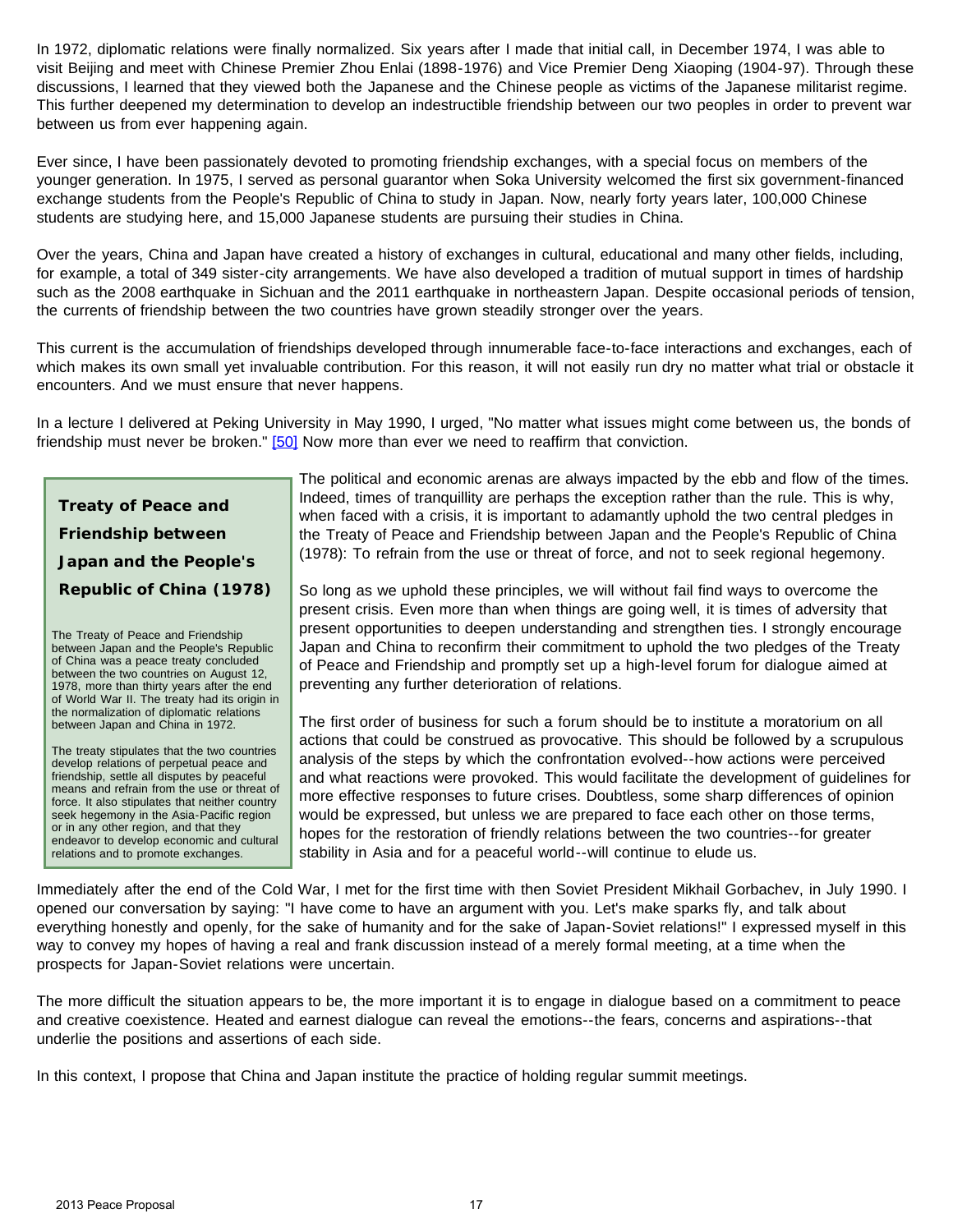In 1972, diplomatic relations were finally normalized. Six years after I made that initial call, in December 1974, I was able to visit Beijing and meet with Chinese Premier Zhou Enlai (1898-1976) and Vice Premier Deng Xiaoping (1904-97). Through these discussions, I learned that they viewed both the Japanese and the Chinese people as victims of the Japanese militarist regime. This further deepened my determination to develop an indestructible friendship between our two peoples in order to prevent war between us from ever happening again.

Ever since, I have been passionately devoted to promoting friendship exchanges, with a special focus on members of the younger generation. In 1975, I served as personal guarantor when Soka University welcomed the first six government-financed exchange students from the People's Republic of China to study in Japan. Now, nearly forty years later, 100,000 Chinese students are studying here, and 15,000 Japanese students are pursuing their studies in China.

Over the years, China and Japan have created a history of exchanges in cultural, educational and many other fields, including, for example, a total of 349 sister-city arrangements. We have also developed a tradition of mutual support in times of hardship such as the 2008 earthquake in Sichuan and the 2011 earthquake in northeastern Japan. Despite occasional periods of tension, the currents of friendship between the two countries have grown steadily stronger over the years.

This current is the accumulation of friendships developed through innumerable face-to-face interactions and exchanges, each of which makes its own small yet invaluable contribution. For this reason, it will not easily run dry no matter what trial or obstacle it encounters. And we must ensure that never happens.

In a lecture I delivered at Peking University in May 1990, I urged, "No matter what issues might come between us, the bonds of friendship must never be broken." [50] Now more than ever we need to reaffirm that conviction.

The political and economic arenas are always impacted by the ebb and flow of the times. Indeed, times of tranquillity are perhaps the exception rather than the rule. This is why, when faced with a crisis, it is important to adamantly uphold the two central pledges in the Treaty of Peace and Friendship between Japan and the People's Republic of China (1978): To refrain from the use or threat of force, and not to seek regional hegemony.

So long as we uphold these principles, we will without fail find ways to overcome the present crisis. Even more than when things are going well, it is times of adversity that present opportunities to deepen understanding and strengthen ties. I strongly encourage Japan and China to reconfirm their commitment to uphold the two pledges of the Treaty of Peace and Friendship and promptly set up a high-level forum for dialogue aimed at preventing any further deterioration of relations.

The first order of business for such a forum should be to institute a moratorium on all actions that could be construed as provocative. This should be followed by a scrupulous analysis of the steps by which the confrontation evolved--how actions were perceived and what reactions were provoked. This would facilitate the development of guidelines for more effective responses to future crises. Doubtless, some sharp differences of opinion would be expressed, but unless we are prepared to face each other on those terms, hopes for the restoration of friendly relations between the two countries--for greater stability in Asia and for a peaceful world--will continue to elude us.

**Treaty of Peace and Friendship between Japan and the People's Republic of China (1978)**

The Treaty of Peace and Friendship between Japan and the People's Republic of China was a peace treaty concluded between the two countries on August 12, 1978, more than thirty years after the end of World War II. The treaty had its origin in the normalization of diplomatic relations between Japan and China in 1972.

The treaty stipulates that the two countries develop relations of perpetual peace and friendship, settle all disputes by peaceful means and refrain from the use or threat of force. It also stipulates that neither country seek hegemony in the Asia-Pacific region or in any other region, and that they endeavor to develop economic and cultural relations and to promote exchanges.

Immediately after the end of the Cold War, I met for the first time with then Soviet President Mikhail Gorbachev, in July 1990. I opened our conversation by saying: "I have come to have an argument with you. Let's make sparks fly, and talk about everything honestly and openly, for the sake of humanity and for the sake of Japan-Soviet relations!" I expressed myself in this way to convey my hopes of having a real and frank discussion instead of a merely formal meeting, at a time when the prospects for Japan-Soviet relations were uncertain.

The more difficult the situation appears to be, the more important it is to engage in dialogue based on a commitment to peace and creative coexistence. Heated and earnest dialogue can reveal the emotions--the fears, concerns and aspirations--that underlie the positions and assertions of each side.

In this context, I propose that China and Japan institute the practice of holding regular summit meetings.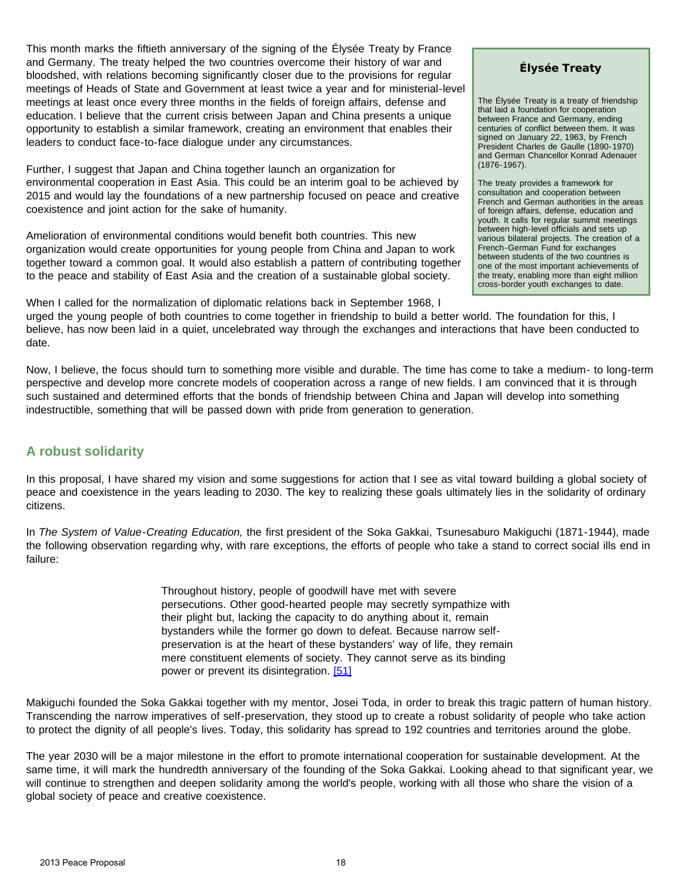This month marks the fiftieth anniversary of the signing of the Élysée Treaty by France and Germany. The treaty helped the two countries overcome their history of war and bloodshed, with relations becoming significantly closer due to the provisions for regular meetings of Heads of State and Government at least twice a year and for ministerial-level meetings at least once every three months in the fields of foreign affairs, defense and education. I believe that the current crisis between Japan and China presents a unique opportunity to establish a similar framework, creating an environment that enables their leaders to conduct face-to-face dialogue under any circumstances.

Further, I suggest that Japan and China together launch an organization for environmental cooperation in East Asia. This could be an interim goal to be achieved by 2015 and would lay the foundations of a new partnership focused on peace and creative coexistence and joint action for the sake of humanity.

Amelioration of environmental conditions would benefit both countries. This new organization would create opportunities for young people from China and Japan to work together toward a common goal. It would also establish a pattern of contributing together to the peace and stability of East Asia and the creation of a sustainable global society.

**Élysée Treaty**

The Élysée Treaty is a treaty of friendship that laid a foundation for cooperation between France and Germany, ending centuries of conflict between them. It was signed on January 22, 1963, by French President Charles de Gaulle (1890-1970) and German Chancellor Konrad Adenauer (1876-1967).

The treaty provides a framework for consultation and cooperation between French and German authorities in the areas of foreign affairs, defense, education and youth. It calls for regular summit meetings between high-level officials and sets up various bilateral projects. The creation of a French-German Fund for exchanges between students of the two countries is one of the most important achievements of the treaty, enabling more than eight million cross-border youth exchanges to date.

When I called for the normalization of diplomatic relations back in September 1968, I urged the young people of both countries to come together in friendship to build a better world. The foundation for this, I believe, has now been laid in a quiet, uncelebrated way through the exchanges and interactions that have been conducted to date.

Now, I believe, the focus should turn to something more visible and durable. The time has come to take a medium- to long-term perspective and develop more concrete models of cooperation across a range of new fields. I am convinced that it is through such sustained and determined efforts that the bonds of friendship between China and Japan will develop into something indestructible, something that will be passed down with pride from generation to generation.

## A robust solidarity

In this proposal, I have shared my vision and some suggestions for action that I see as vital toward building a global society of peace and coexistence in the years leading to 2030. The key to realizing these goals ultimately lies in the solidarity of ordinary citizens.

In *The System of Value-Creating Education,* the first president of the Soka Gakkai, Tsunesaburo Makiguchi (1871-1944), made the following observation regarding why, with rare exceptions, the efforts of people who take a stand to correct social ills end in failure:

> Throughout history, people of goodwill have met with severe persecutions. Other good-hearted people may secretly sympathize with their plight but, lacking the capacity to do anything about it, remain bystanders while the former go down to defeat. Because narrow self-preservation is at the heart of these bystanders' way of life, they remain mere constituent elements of society. They cannot serve as its binding power or prevent its disintegration. [51]

Makiguchi founded the Soka Gakkai together with my mentor, Josei Toda, in order to break this tragic pattern of human history. Transcending the narrow imperatives of self-preservation, they stood up to create a robust solidarity of people who take action to protect the dignity of all people's lives. Today, this solidarity has spread to 192 countries and territories around the globe.

The year 2030 will be a major milestone in the effort to promote international cooperation for sustainable development. At the same time, it will mark the hundredth anniversary of the founding of the Soka Gakkai. Looking ahead to that significant year, we will continue to strengthen and deepen solidarity among the world's people, working with all those who share the vision of a global society of peace and creative coexistence.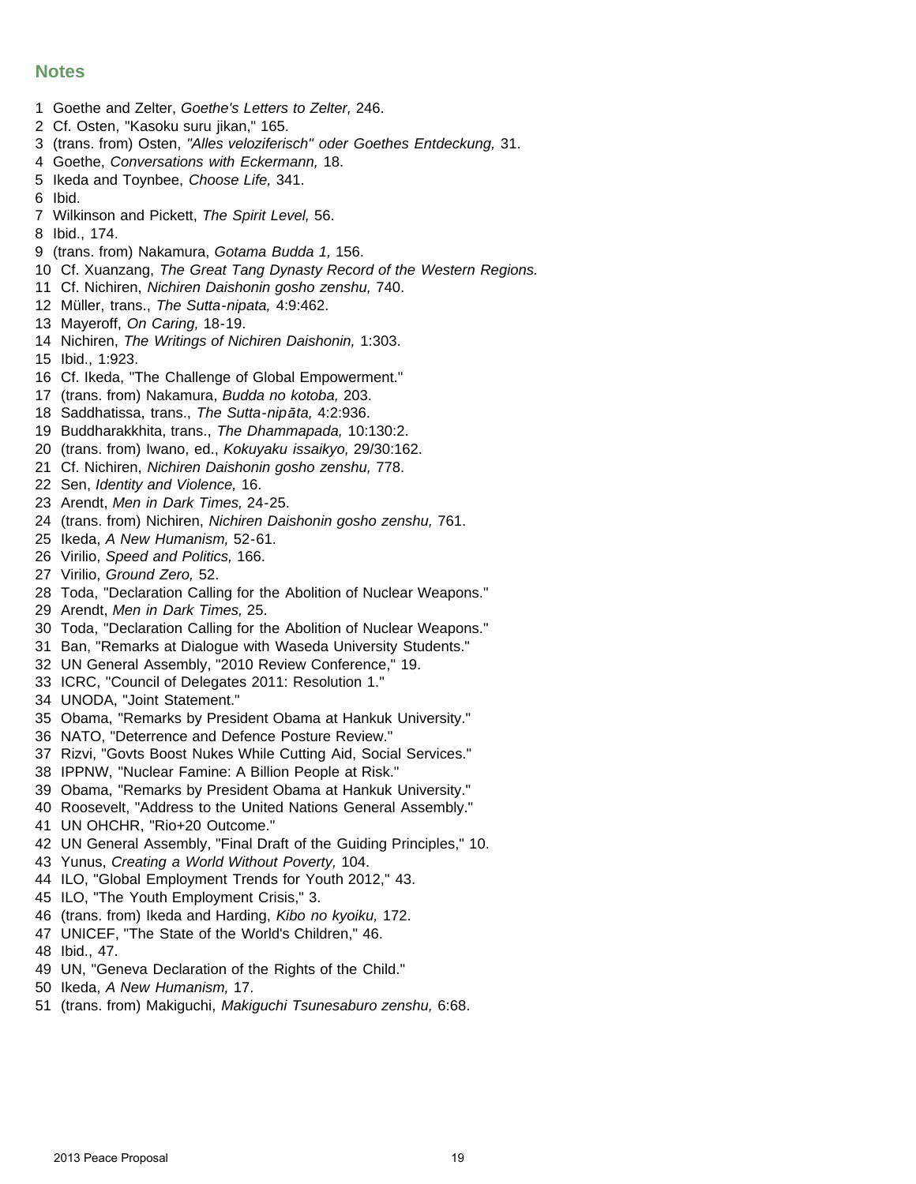## Notes

1 Goethe and Zelter, *Goethe's Letters to Zelter,* 246.
2 Cf. Osten, "Kasoku suru jikan," 165.
3 (trans. from) Osten, *"Alles veloziferisch" oder Goethes Entdeckung,* 31.
4 Goethe, *Conversations with Eckermann,* 18.
5 Ikeda and Toynbee, *Choose Life,* 341.
6 Ibid.
7 Wilkinson and Pickett, *The Spirit Level,* 56.
8 Ibid., 174.
9 (trans. from) Nakamura, *Gotama Budda 1,* 156.
10 Cf. Xuanzang, *The Great Tang Dynasty Record of the Western Regions.*
11 Cf. Nichiren, *Nichiren Daishonin gosho zenshu,* 740.
12 Müller, trans., *The Sutta-nipata,* 4:9:462.
13 Mayeroff, *On Caring,* 18-19.
14 Nichiren, *The Writings of Nichiren Daishonin,* 1:303.
15 Ibid., 1:923.
16 Cf. Ikeda, "The Challenge of Global Empowerment."
17 (trans. from) Nakamura, *Budda no kotoba,* 203.
18 Saddhatissa, trans., *The Sutta-nipāta,* 4:2:936.
19 Buddharakkhita, trans., *The Dhammapada,* 10:130:2.
20 (trans. from) Iwano, ed., *Kokuyaku issaikyo,* 29/30:162.
21 Cf. Nichiren, *Nichiren Daishonin gosho zenshu,* 778.
22 Sen, *Identity and Violence,* 16.
23 Arendt, *Men in Dark Times,* 24-25.
24 (trans. from) Nichiren, *Nichiren Daishonin gosho zenshu,* 761.
25 Ikeda, *A New Humanism,* 52-61.
26 Virilio, *Speed and Politics,* 166.
27 Virilio, *Ground Zero,* 52.
28 Toda, "Declaration Calling for the Abolition of Nuclear Weapons."
29 Arendt, *Men in Dark Times,* 25.
30 Toda, "Declaration Calling for the Abolition of Nuclear Weapons."
31 Ban, "Remarks at Dialogue with Waseda University Students."
32 UN General Assembly, "2010 Review Conference," 19.
33 ICRC, "Council of Delegates 2011: Resolution 1."
34 UNODA, "Joint Statement."
35 Obama, "Remarks by President Obama at Hankuk University."
36 NATO, "Deterrence and Defence Posture Review."
37 Rizvi, "Govts Boost Nukes While Cutting Aid, Social Services."
38 IPPNW, "Nuclear Famine: A Billion People at Risk."
39 Obama, "Remarks by President Obama at Hankuk University."
40 Roosevelt, "Address to the United Nations General Assembly."
41 UN OHCHR, "Rio+20 Outcome."
42 UN General Assembly, "Final Draft of the Guiding Principles," 10.
43 Yunus, *Creating a World Without Poverty,* 104.
44 ILO, "Global Employment Trends for Youth 2012," 43.
45 ILO, "The Youth Employment Crisis," 3.
46 (trans. from) Ikeda and Harding, *Kibo no kyoiku,* 172.
47 UNICEF, "The State of the World's Children," 46.
48 Ibid., 47.
49 UN, "Geneva Declaration of the Rights of the Child."
50 Ikeda, *A New Humanism,* 17.
51 (trans. from) Makiguchi, *Makiguchi Tsunesaburo zenshu,* 6:68.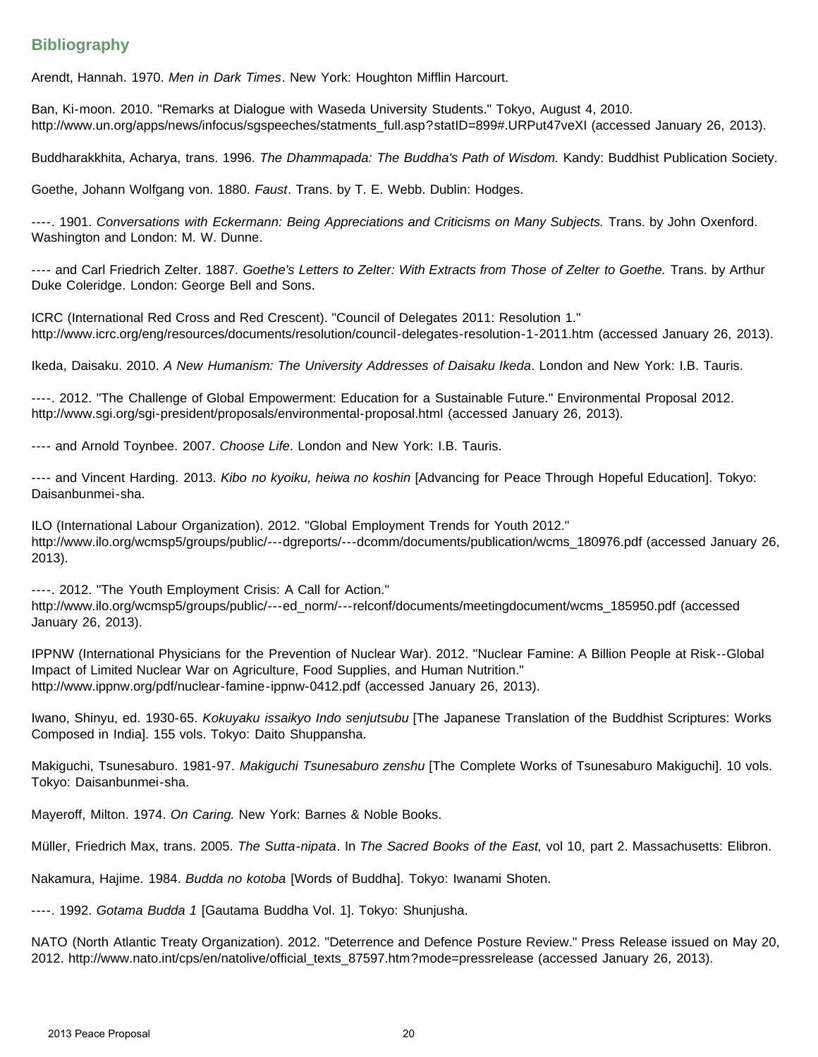## Bibliography

Arendt, Hannah. 1970. *Men in Dark Times*. New York: Houghton Mifflin Harcourt.

Ban, Ki-moon. 2010. "Remarks at Dialogue with Waseda University Students." Tokyo, August 4, 2010. http://www.un.org/apps/news/infocus/sgspeeches/statments_full.asp?statID=899#.URPut47veXI (accessed January 26, 2013).

Buddharakkhita, Acharya, trans. 1996. *The Dhammapada: The Buddha's Path of Wisdom.* Kandy: Buddhist Publication Society.

Goethe, Johann Wolfgang von. 1880. *Faust*. Trans. by T. E. Webb. Dublin: Hodges.

----. 1901. *Conversations with Eckermann: Being Appreciations and Criticisms on Many Subjects.* Trans. by John Oxenford. Washington and London: M. W. Dunne.

---- and Carl Friedrich Zelter. 1887. *Goethe's Letters to Zelter: With Extracts from Those of Zelter to Goethe.* Trans. by Arthur Duke Coleridge. London: George Bell and Sons.

ICRC (International Red Cross and Red Crescent). "Council of Delegates 2011: Resolution 1." http://www.icrc.org/eng/resources/documents/resolution/council-delegates-resolution-1-2011.htm (accessed January 26, 2013).

Ikeda, Daisaku. 2010. *A New Humanism: The University Addresses of Daisaku Ikeda*. London and New York: I.B. Tauris.

----. 2012. "The Challenge of Global Empowerment: Education for a Sustainable Future." Environmental Proposal 2012. http://www.sgi.org/sgi-president/proposals/environmental-proposal.html (accessed January 26, 2013).

---- and Arnold Toynbee. 2007. *Choose Life*. London and New York: I.B. Tauris.

---- and Vincent Harding. 2013. *Kibo no kyoiku, heiwa no koshin* [Advancing for Peace Through Hopeful Education]. Tokyo: Daisanbunmei-sha.

ILO (International Labour Organization). 2012. "Global Employment Trends for Youth 2012." http://www.ilo.org/wcmsp5/groups/public/---dgreports/---dcomm/documents/publication/wcms_180976.pdf (accessed January 26, 2013).

----. 2012. "The Youth Employment Crisis: A Call for Action." http://www.ilo.org/wcmsp5/groups/public/---ed_norm/---relconf/documents/meetingdocument/wcms_185950.pdf (accessed January 26, 2013).

IPPNW (International Physicians for the Prevention of Nuclear War). 2012. "Nuclear Famine: A Billion People at Risk--Global Impact of Limited Nuclear War on Agriculture, Food Supplies, and Human Nutrition." http://www.ippnw.org/pdf/nuclear-famine-ippnw-0412.pdf (accessed January 26, 2013).

Iwano, Shinyu, ed. 1930-65. *Kokuyaku issaikyo Indo senjutsubu* [The Japanese Translation of the Buddhist Scriptures: Works Composed in India]. 155 vols. Tokyo: Daito Shuppansha.

Makiguchi, Tsunesaburo. 1981-97. *Makiguchi Tsunesaburo zenshu* [The Complete Works of Tsunesaburo Makiguchi]. 10 vols. Tokyo: Daisanbunmei-sha.

Mayeroff, Milton. 1974. *On Caring.* New York: Barnes & Noble Books.

Müller, Friedrich Max, trans. 2005. *The Sutta-nipata*. In *The Sacred Books of the East,* vol 10, part 2. Massachusetts: Elibron.

Nakamura, Hajime. 1984. *Budda no kotoba* [Words of Buddha]. Tokyo: Iwanami Shoten.

----. 1992. *Gotama Budda 1* [Gautama Buddha Vol. 1]. Tokyo: Shunjusha.

NATO (North Atlantic Treaty Organization). 2012. "Deterrence and Defence Posture Review." Press Release issued on May 20, 2012. http://www.nato.int/cps/en/natolive/official_texts_87597.htm?mode=pressrelease (accessed January 26, 2013).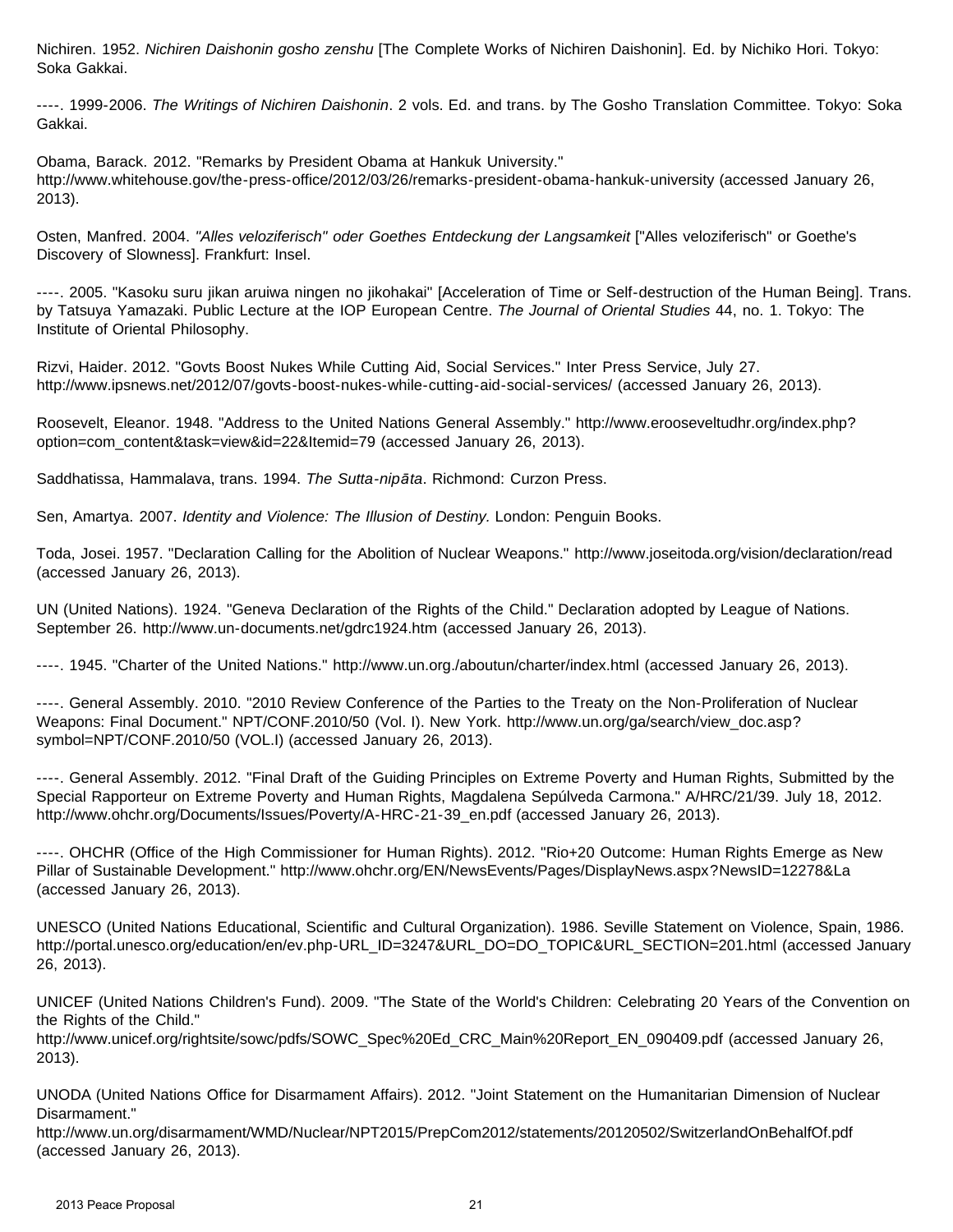Nichiren. 1952. *Nichiren Daishonin gosho zenshu* [The Complete Works of Nichiren Daishonin]. Ed. by Nichiko Hori. Tokyo: Soka Gakkai.

----. 1999-2006. *The Writings of Nichiren Daishonin*. 2 vols. Ed. and trans. by The Gosho Translation Committee. Tokyo: Soka Gakkai.

Obama, Barack. 2012. "Remarks by President Obama at Hankuk University." http://www.whitehouse.gov/the-press-office/2012/03/26/remarks-president-obama-hankuk-university (accessed January 26, 2013).

Osten, Manfred. 2004. *"Alles veloziferisch" oder Goethes Entdeckung der Langsamkeit* ["Alles veloziferisch" or Goethe's Discovery of Slowness]. Frankfurt: Insel.

----. 2005. "Kasoku suru jikan aruiwa ningen no jikohakai" [Acceleration of Time or Self-destruction of the Human Being]. Trans. by Tatsuya Yamazaki. Public Lecture at the IOP European Centre. *The Journal of Oriental Studies* 44, no. 1. Tokyo: The Institute of Oriental Philosophy.

Rizvi, Haider. 2012. "Govts Boost Nukes While Cutting Aid, Social Services." Inter Press Service, July 27. http://www.ipsnews.net/2012/07/govts-boost-nukes-while-cutting-aid-social-services/ (accessed January 26, 2013).

Roosevelt, Eleanor. 1948. "Address to the United Nations General Assembly." http://www.erooseveltudhr.org/index.php?option=com_content&task=view&id=22&Itemid=79 (accessed January 26, 2013).

Saddhatissa, Hammalava, trans. 1994. *The Sutta-nipāta*. Richmond: Curzon Press.

Sen, Amartya. 2007. *Identity and Violence: The Illusion of Destiny.* London: Penguin Books.

Toda, Josei. 1957. "Declaration Calling for the Abolition of Nuclear Weapons." http://www.joseitoda.org/vision/declaration/read (accessed January 26, 2013).

UN (United Nations). 1924. "Geneva Declaration of the Rights of the Child." Declaration adopted by League of Nations. September 26. http://www.un-documents.net/gdrc1924.htm (accessed January 26, 2013).

----. 1945. "Charter of the United Nations." http://www.un.org./aboutun/charter/index.html (accessed January 26, 2013).

----. General Assembly. 2010. "2010 Review Conference of the Parties to the Treaty on the Non-Proliferation of Nuclear Weapons: Final Document." NPT/CONF.2010/50 (Vol. I). New York. http://www.un.org/ga/search/view_doc.asp?symbol=NPT/CONF.2010/50 (VOL.I) (accessed January 26, 2013).

----. General Assembly. 2012. "Final Draft of the Guiding Principles on Extreme Poverty and Human Rights, Submitted by the Special Rapporteur on Extreme Poverty and Human Rights, Magdalena Sepúlveda Carmona." A/HRC/21/39. July 18, 2012. http://www.ohchr.org/Documents/Issues/Poverty/A-HRC-21-39_en.pdf (accessed January 26, 2013).

----. OHCHR (Office of the High Commissioner for Human Rights). 2012. "Rio+20 Outcome: Human Rights Emerge as New Pillar of Sustainable Development." http://www.ohchr.org/EN/NewsEvents/Pages/DisplayNews.aspx?NewsID=12278&La (accessed January 26, 2013).

UNESCO (United Nations Educational, Scientific and Cultural Organization). 1986. Seville Statement on Violence, Spain, 1986. http://portal.unesco.org/education/en/ev.php-URL_ID=3247&URL_DO=DO_TOPIC&URL_SECTION=201.html (accessed January 26, 2013).

UNICEF (United Nations Children's Fund). 2009. "The State of the World's Children: Celebrating 20 Years of the Convention on the Rights of the Child." http://www.unicef.org/rightsite/sowc/pdfs/SOWC_Spec%20Ed_CRC_Main%20Report_EN_090409.pdf (accessed January 26, 2013).

UNODA (United Nations Office for Disarmament Affairs). 2012. "Joint Statement on the Humanitarian Dimension of Nuclear Disarmament." http://www.un.org/disarmament/WMD/Nuclear/NPT2015/PrepCom2012/statements/20120502/SwitzerlandOnBehalfOf.pdf (accessed January 26, 2013).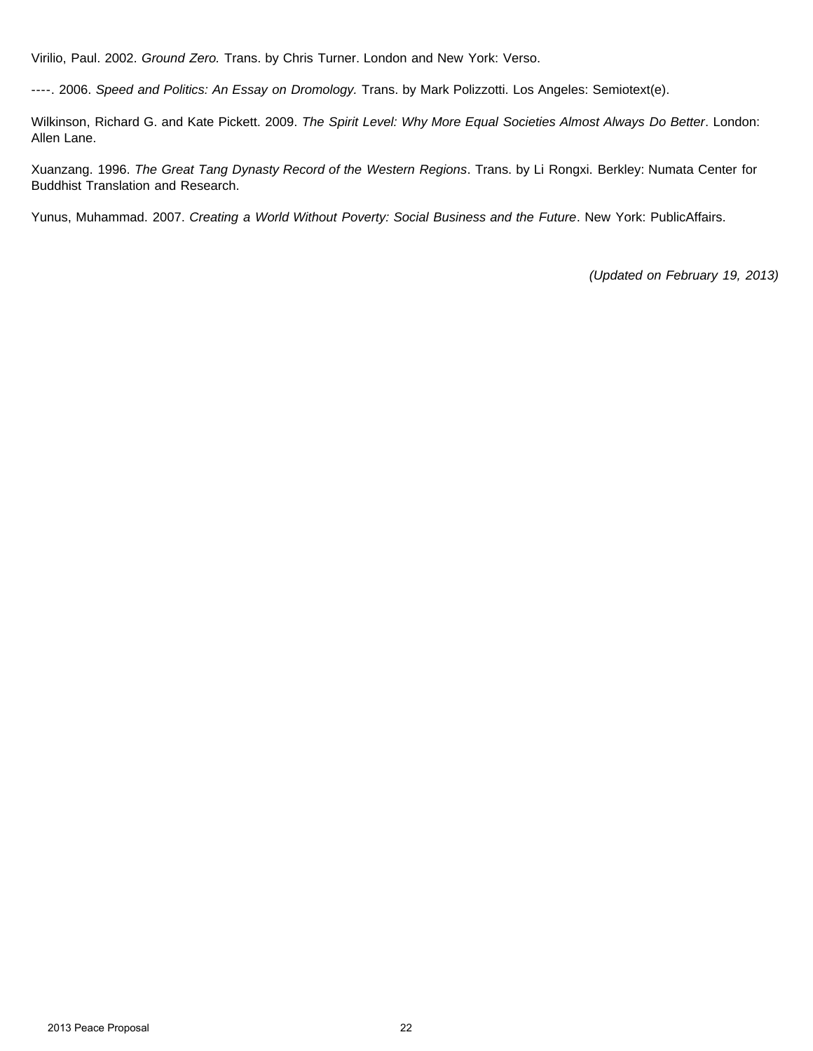Virilio, Paul. 2002. *Ground Zero.* Trans. by Chris Turner. London and New York: Verso.

----. 2006. *Speed and Politics: An Essay on Dromology.* Trans. by Mark Polizzotti. Los Angeles: Semiotext(e).

Wilkinson, Richard G. and Kate Pickett. 2009. *The Spirit Level: Why More Equal Societies Almost Always Do Better*. London: Allen Lane.

Xuanzang. 1996. *The Great Tang Dynasty Record of the Western Regions*. Trans. by Li Rongxi. Berkley: Numata Center for Buddhist Translation and Research.

Yunus, Muhammad. 2007. *Creating a World Without Poverty: Social Business and the Future*. New York: PublicAffairs.

*(Updated on February 19, 2013)*